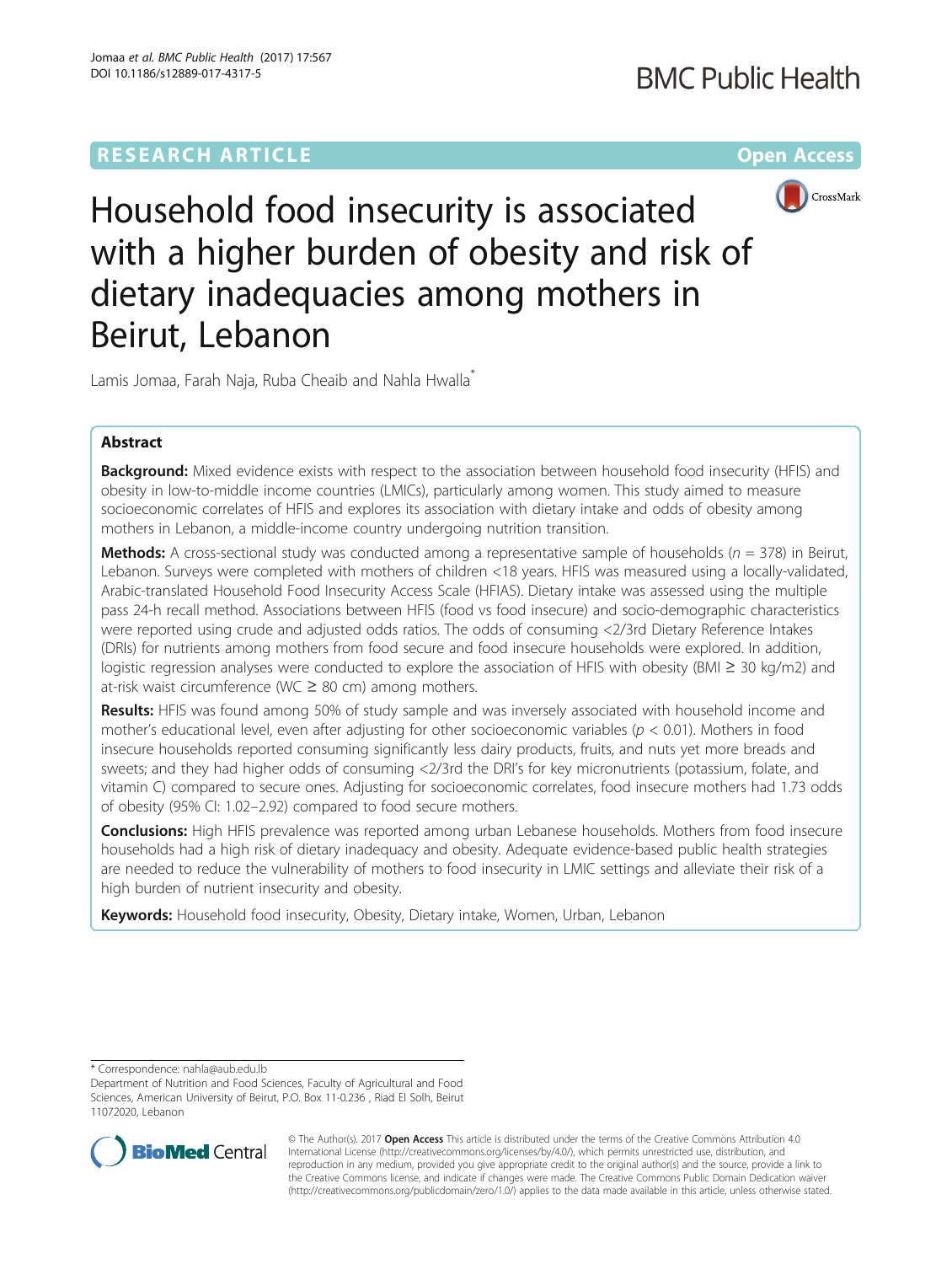RESEARCH ARTICLE

Open Access

# Household food insecurity is associated with a higher burden of obesity and risk of dietary inadequacies among mothers in Beirut, Lebanon

Lamis Jomaa, Farah Naja, Ruba Cheaib and Nahla Hwalla*

## Abstract

**Background:** Mixed evidence exists with respect to the association between household food insecurity (HFIS) and obesity in low-to-middle income countries (LMICs), particularly among women. This study aimed to measure socioeconomic correlates of HFIS and explores its association with dietary intake and odds of obesity among mothers in Lebanon, a middle-income country undergoing nutrition transition.

**Methods:** A cross-sectional study was conducted among a representative sample of households ($n$ = 378) in Beirut, Lebanon. Surveys were completed with mothers of children <18 years. HFIS was measured using a locally-validated, Arabic-translated Household Food Insecurity Access Scale (HFIAS). Dietary intake was assessed using the multiple pass 24-h recall method. Associations between HFIS (food vs food insecure) and socio-demographic characteristics were reported using crude and adjusted odds ratios. The odds of consuming <2/3rd Dietary Reference Intakes (DRIs) for nutrients among mothers from food secure and food insecure households were explored. In addition, logistic regression analyses were conducted to explore the association of HFIS with obesity (BMI ≥ 30 kg/m2) and at-risk waist circumference (WC ≥ 80 cm) among mothers.

**Results:** HFIS was found among 50% of study sample and was inversely associated with household income and mother's educational level, even after adjusting for other socioeconomic variables ($p$ < 0.01). Mothers in food insecure households reported consuming significantly less dairy products, fruits, and nuts yet more breads and sweets; and they had higher odds of consuming <2/3rd the DRI's for key micronutrients (potassium, folate, and vitamin C) compared to secure ones. Adjusting for socioeconomic correlates, food insecure mothers had 1.73 odds of obesity (95% CI: 1.02–2.92) compared to food secure mothers.

**Conclusions:** High HFIS prevalence was reported among urban Lebanese households. Mothers from food insecure households had a high risk of dietary inadequacy and obesity. Adequate evidence-based public health strategies are needed to reduce the vulnerability of mothers to food insecurity in LMIC settings and alleviate their risk of a high burden of nutrient insecurity and obesity.

**Keywords:** Household food insecurity, Obesity, Dietary intake, Women, Urban, Lebanon

---

\* Correspondence: nahla@aub.edu.lb

Department of Nutrition and Food Sciences, Faculty of Agricultural and Food Sciences, American University of Beirut, P.O. Box 11-0.236 , Riad El Solh, Beirut 11072020, Lebanon

© The Author(s). 2017 **Open Access** This article is distributed under the terms of the Creative Commons Attribution 4.0 International License (http://creativecommons.org/licenses/by/4.0/), which permits unrestricted use, distribution, and reproduction in any medium, provided you give appropriate credit to the original author(s) and the source, provide a link to the Creative Commons license, and indicate if changes were made. The Creative Commons Public Domain Dedication waiver (http://creativecommons.org/publicdomain/zero/1.0/) applies to the data made available in this article, unless otherwise stated.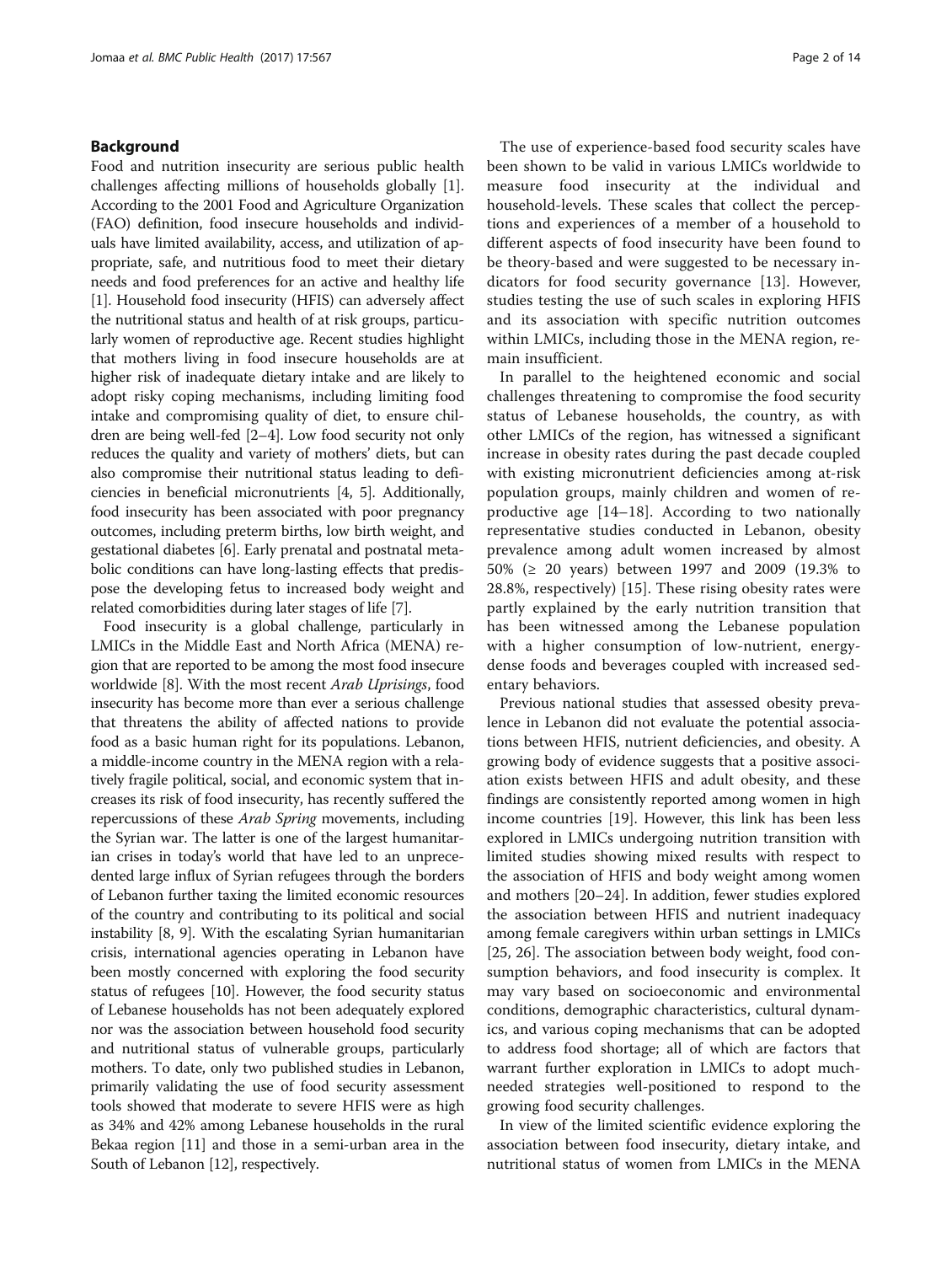## Background

Food and nutrition insecurity are serious public health challenges affecting millions of households globally [1]. According to the 2001 Food and Agriculture Organization (FAO) definition, food insecure households and individuals have limited availability, access, and utilization of appropriate, safe, and nutritious food to meet their dietary needs and food preferences for an active and healthy life [1]. Household food insecurity (HFIS) can adversely affect the nutritional status and health of at risk groups, particularly women of reproductive age. Recent studies highlight that mothers living in food insecure households are at higher risk of inadequate dietary intake and are likely to adopt risky coping mechanisms, including limiting food intake and compromising quality of diet, to ensure children are being well-fed [2–4]. Low food security not only reduces the quality and variety of mothers' diets, but can also compromise their nutritional status leading to deficiencies in beneficial micronutrients [4, 5]. Additionally, food insecurity has been associated with poor pregnancy outcomes, including preterm births, low birth weight, and gestational diabetes [6]. Early prenatal and postnatal metabolic conditions can have long-lasting effects that predispose the developing fetus to increased body weight and related comorbidities during later stages of life [7].

Food insecurity is a global challenge, particularly in LMICs in the Middle East and North Africa (MENA) region that are reported to be among the most food insecure worldwide [8]. With the most recent *Arab Uprisings*, food insecurity has become more than ever a serious challenge that threatens the ability of affected nations to provide food as a basic human right for its populations. Lebanon, a middle-income country in the MENA region with a relatively fragile political, social, and economic system that increases its risk of food insecurity, has recently suffered the repercussions of these *Arab Spring* movements, including the Syrian war. The latter is one of the largest humanitarian crises in today's world that have led to an unprecedented large influx of Syrian refugees through the borders of Lebanon further taxing the limited economic resources of the country and contributing to its political and social instability [8, 9]. With the escalating Syrian humanitarian crisis, international agencies operating in Lebanon have been mostly concerned with exploring the food security status of refugees [10]. However, the food security status of Lebanese households has not been adequately explored nor was the association between household food security and nutritional status of vulnerable groups, particularly mothers. To date, only two published studies in Lebanon, primarily validating the use of food security assessment tools showed that moderate to severe HFIS were as high as 34% and 42% among Lebanese households in the rural Bekaa region [11] and those in a semi-urban area in the South of Lebanon [12], respectively.

The use of experience-based food security scales have been shown to be valid in various LMICs worldwide to measure food insecurity at the individual and household-levels. These scales that collect the perceptions and experiences of a member of a household to different aspects of food insecurity have been found to be theory-based and were suggested to be necessary indicators for food security governance [13]. However, studies testing the use of such scales in exploring HFIS and its association with specific nutrition outcomes within LMICs, including those in the MENA region, remain insufficient.

In parallel to the heightened economic and social challenges threatening to compromise the food security status of Lebanese households, the country, as with other LMICs of the region, has witnessed a significant increase in obesity rates during the past decade coupled with existing micronutrient deficiencies among at-risk population groups, mainly children and women of reproductive age [14–18]. According to two nationally representative studies conducted in Lebanon, obesity prevalence among adult women increased by almost 50% (≥ 20 years) between 1997 and 2009 (19.3% to 28.8%, respectively) [15]. These rising obesity rates were partly explained by the early nutrition transition that has been witnessed among the Lebanese population with a higher consumption of low-nutrient, energy-dense foods and beverages coupled with increased sedentary behaviors.

Previous national studies that assessed obesity prevalence in Lebanon did not evaluate the potential associations between HFIS, nutrient deficiencies, and obesity. A growing body of evidence suggests that a positive association exists between HFIS and adult obesity, and these findings are consistently reported among women in high income countries [19]. However, this link has been less explored in LMICs undergoing nutrition transition with limited studies showing mixed results with respect to the association of HFIS and body weight among women and mothers [20–24]. In addition, fewer studies explored the association between HFIS and nutrient inadequacy among female caregivers within urban settings in LMICs [25, 26]. The association between body weight, food consumption behaviors, and food insecurity is complex. It may vary based on socioeconomic and environmental conditions, demographic characteristics, cultural dynamics, and various coping mechanisms that can be adopted to address food shortage; all of which are factors that warrant further exploration in LMICs to adopt much-needed strategies well-positioned to respond to the growing food security challenges.

In view of the limited scientific evidence exploring the association between food insecurity, dietary intake, and nutritional status of women from LMICs in the MENA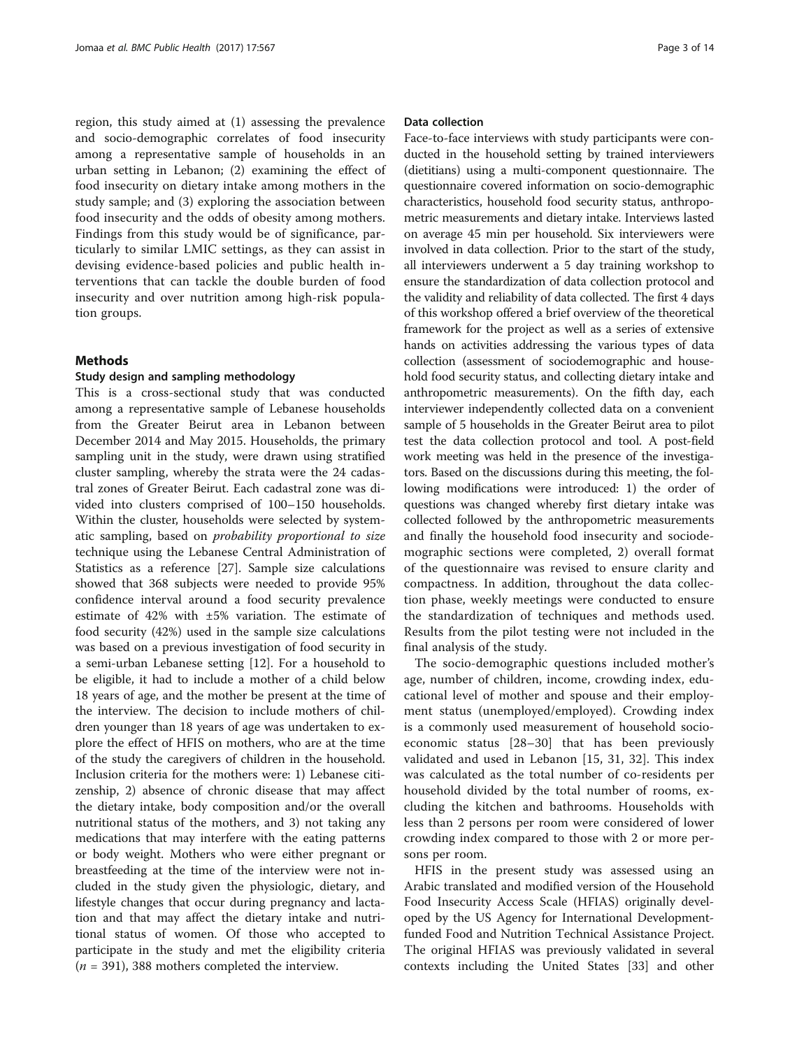region, this study aimed at (1) assessing the prevalence and socio-demographic correlates of food insecurity among a representative sample of households in an urban setting in Lebanon; (2) examining the effect of food insecurity on dietary intake among mothers in the study sample; and (3) exploring the association between food insecurity and the odds of obesity among mothers. Findings from this study would be of significance, particularly to similar LMIC settings, as they can assist in devising evidence-based policies and public health interventions that can tackle the double burden of food insecurity and over nutrition among high-risk population groups.

## Methods

### Study design and sampling methodology

This is a cross-sectional study that was conducted among a representative sample of Lebanese households from the Greater Beirut area in Lebanon between December 2014 and May 2015. Households, the primary sampling unit in the study, were drawn using stratified cluster sampling, whereby the strata were the 24 cadastral zones of Greater Beirut. Each cadastral zone was divided into clusters comprised of 100–150 households. Within the cluster, households were selected by systematic sampling, based on *probability proportional to size* technique using the Lebanese Central Administration of Statistics as a reference [27]. Sample size calculations showed that 368 subjects were needed to provide 95% confidence interval around a food security prevalence estimate of 42% with ±5% variation. The estimate of food security (42%) used in the sample size calculations was based on a previous investigation of food security in a semi-urban Lebanese setting [12]. For a household to be eligible, it had to include a mother of a child below 18 years of age, and the mother be present at the time of the interview. The decision to include mothers of children younger than 18 years of age was undertaken to explore the effect of HFIS on mothers, who are at the time of the study the caregivers of children in the household. Inclusion criteria for the mothers were: 1) Lebanese citizenship, 2) absence of chronic disease that may affect the dietary intake, body composition and/or the overall nutritional status of the mothers, and 3) not taking any medications that may interfere with the eating patterns or body weight. Mothers who were either pregnant or breastfeeding at the time of the interview were not included in the study given the physiologic, dietary, and lifestyle changes that occur during pregnancy and lactation and that may affect the dietary intake and nutritional status of women. Of those who accepted to participate in the study and met the eligibility criteria ($n$ = 391), 388 mothers completed the interview.

### Data collection

Face-to-face interviews with study participants were conducted in the household setting by trained interviewers (dietitians) using a multi-component questionnaire. The questionnaire covered information on socio-demographic characteristics, household food security status, anthropometric measurements and dietary intake. Interviews lasted on average 45 min per household. Six interviewers were involved in data collection. Prior to the start of the study, all interviewers underwent a 5 day training workshop to ensure the standardization of data collection protocol and the validity and reliability of data collected. The first 4 days of this workshop offered a brief overview of the theoretical framework for the project as well as a series of extensive hands on activities addressing the various types of data collection (assessment of sociodemographic and household food security status, and collecting dietary intake and anthropometric measurements). On the fifth day, each interviewer independently collected data on a convenient sample of 5 households in the Greater Beirut area to pilot test the data collection protocol and tool. A post-field work meeting was held in the presence of the investigators. Based on the discussions during this meeting, the following modifications were introduced: 1) the order of questions was changed whereby first dietary intake was collected followed by the anthropometric measurements and finally the household food insecurity and sociodemographic sections were completed, 2) overall format of the questionnaire was revised to ensure clarity and compactness. In addition, throughout the data collection phase, weekly meetings were conducted to ensure the standardization of techniques and methods used. Results from the pilot testing were not included in the final analysis of the study.

The socio-demographic questions included mother's age, number of children, income, crowding index, educational level of mother and spouse and their employment status (unemployed/employed). Crowding index is a commonly used measurement of household socioeconomic status [28–30] that has been previously validated and used in Lebanon [15, 31, 32]. This index was calculated as the total number of co-residents per household divided by the total number of rooms, excluding the kitchen and bathrooms. Households with less than 2 persons per room were considered of lower crowding index compared to those with 2 or more persons per room.

HFIS in the present study was assessed using an Arabic translated and modified version of the Household Food Insecurity Access Scale (HFIAS) originally developed by the US Agency for International Development-funded Food and Nutrition Technical Assistance Project. The original HFIAS was previously validated in several contexts including the United States [33] and other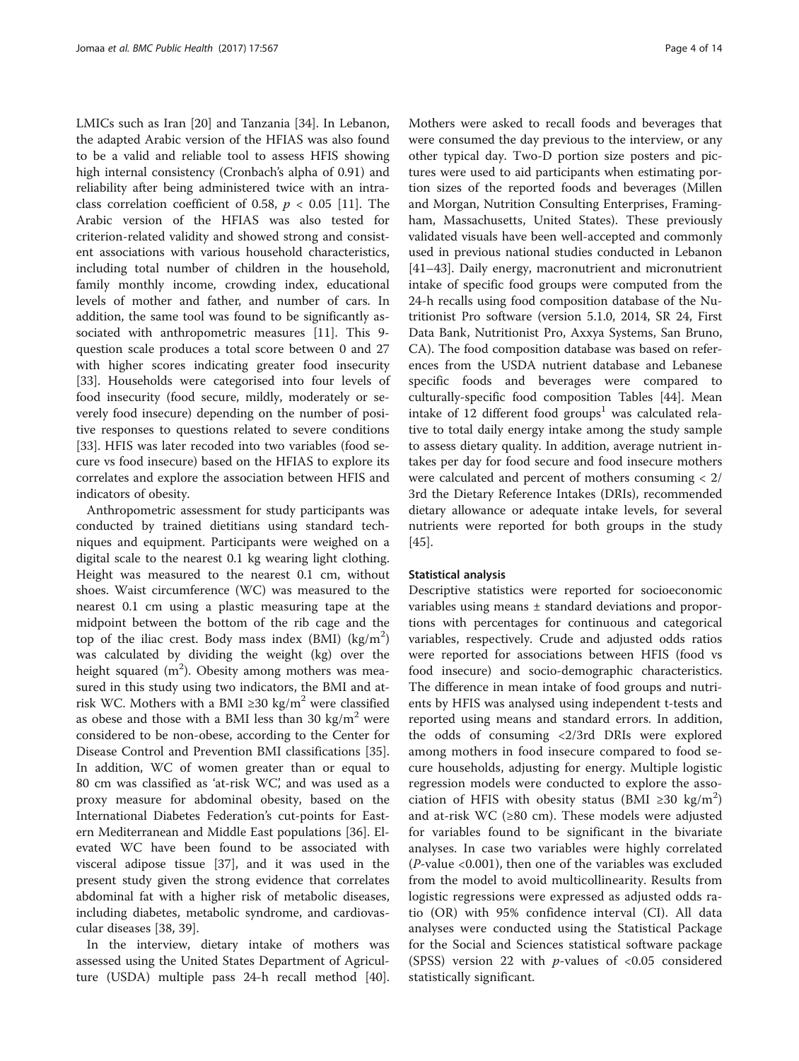LMICs such as Iran [20] and Tanzania [34]. In Lebanon, the adapted Arabic version of the HFIAS was also found to be a valid and reliable tool to assess HFIS showing high internal consistency (Cronbach's alpha of 0.91) and reliability after being administered twice with an intra-class correlation coefficient of 0.58, $p < 0.05$ [11]. The Arabic version of the HFIAS was also tested for criterion-related validity and showed strong and consistent associations with various household characteristics, including total number of children in the household, family monthly income, crowding index, educational levels of mother and father, and number of cars. In addition, the same tool was found to be significantly associated with anthropometric measures [11]. This 9-question scale produces a total score between 0 and 27 with higher scores indicating greater food insecurity [33]. Households were categorised into four levels of food insecurity (food secure, mildly, moderately or severely food insecure) depending on the number of positive responses to questions related to severe conditions [33]. HFIS was later recoded into two variables (food secure vs food insecure) based on the HFIAS to explore its correlates and explore the association between HFIS and indicators of obesity.

Anthropometric assessment for study participants was conducted by trained dietitians using standard techniques and equipment. Participants were weighed on a digital scale to the nearest 0.1 kg wearing light clothing. Height was measured to the nearest 0.1 cm, without shoes. Waist circumference (WC) was measured to the nearest 0.1 cm using a plastic measuring tape at the midpoint between the bottom of the rib cage and the top of the iliac crest. Body mass index (BMI) (kg/m$^2$) was calculated by dividing the weight (kg) over the height squared (m$^2$). Obesity among mothers was measured in this study using two indicators, the BMI and at-risk WC. Mothers with a BMI ≥30 kg/m$^2$ were classified as obese and those with a BMI less than 30 kg/m$^2$ were considered to be non-obese, according to the Center for Disease Control and Prevention BMI classifications [35]. In addition, WC of women greater than or equal to 80 cm was classified as 'at-risk WC', and was used as a proxy measure for abdominal obesity, based on the International Diabetes Federation's cut-points for Eastern Mediterranean and Middle East populations [36]. Elevated WC have been found to be associated with visceral adipose tissue [37], and it was used in the present study given the strong evidence that correlates abdominal fat with a higher risk of metabolic diseases, including diabetes, metabolic syndrome, and cardiovascular diseases [38, 39].

In the interview, dietary intake of mothers was assessed using the United States Department of Agriculture (USDA) multiple pass 24-h recall method [40]. Mothers were asked to recall foods and beverages that were consumed the day previous to the interview, or any other typical day. Two-D portion size posters and pictures were used to aid participants when estimating portion sizes of the reported foods and beverages (Millen and Morgan, Nutrition Consulting Enterprises, Framingham, Massachusetts, United States). These previously validated visuals have been well-accepted and commonly used in previous national studies conducted in Lebanon [41–43]. Daily energy, macronutrient and micronutrient intake of specific food groups were computed from the 24-h recalls using food composition database of the Nutritionist Pro software (version 5.1.0, 2014, SR 24, First Data Bank, Nutritionist Pro, Axxya Systems, San Bruno, CA). The food composition database was based on references from the USDA nutrient database and Lebanese specific foods and beverages were compared to culturally-specific food composition Tables [44]. Mean intake of 12 different food groups[1] was calculated relative to total daily energy intake among the study sample to assess dietary quality. In addition, average nutrient intakes per day for food secure and food insecure mothers were calculated and percent of mothers consuming < 2/3rd the Dietary Reference Intakes (DRIs), recommended dietary allowance or adequate intake levels, for several nutrients were reported for both groups in the study [45].

### Statistical analysis

Descriptive statistics were reported for socioeconomic variables using means ± standard deviations and proportions with percentages for continuous and categorical variables, respectively. Crude and adjusted odds ratios were reported for associations between HFIS (food vs food insecure) and socio-demographic characteristics. The difference in mean intake of food groups and nutrients by HFIS was analysed using independent t-tests and reported using means and standard errors. In addition, the odds of consuming <2/3rd DRIs were explored among mothers in food insecure compared to food secure households, adjusting for energy. Multiple logistic regression models were conducted to explore the association of HFIS with obesity status (BMI ≥30 kg/m$^2$) and at-risk WC (≥80 cm). These models were adjusted for variables found to be significant in the bivariate analyses. In case two variables were highly correlated ($P$-value <0.001), then one of the variables was excluded from the model to avoid multicollinearity. Results from logistic regressions were expressed as adjusted odds ratio (OR) with 95% confidence interval (CI). All data analyses were conducted using the Statistical Package for the Social and Sciences statistical software package (SPSS) version 22 with $p$-values of <0.05 considered statistically significant.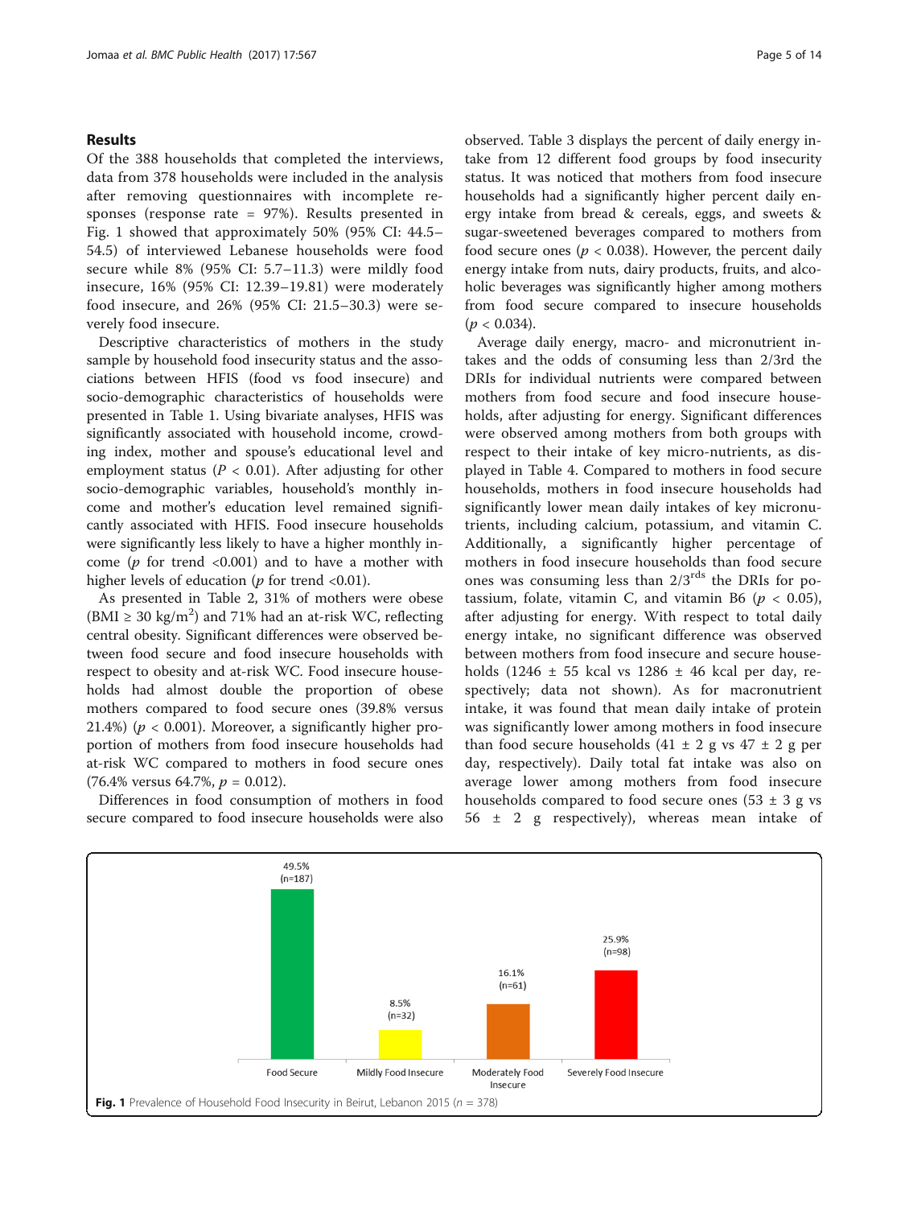## Results

Of the 388 households that completed the interviews, data from 378 households were included in the analysis after removing questionnaires with incomplete responses (response rate = 97%). Results presented in Fig. 1 showed that approximately 50% (95% CI: 44.5–54.5) of interviewed Lebanese households were food secure while 8% (95% CI: 5.7–11.3) were mildly food insecure, 16% (95% CI: 12.39–19.81) were moderately food insecure, and 26% (95% CI: 21.5–30.3) were severely food insecure.

Descriptive characteristics of mothers in the study sample by household food insecurity status and the associations between HFIS (food vs food insecure) and socio-demographic characteristics of households were presented in Table 1. Using bivariate analyses, HFIS was significantly associated with household income, crowding index, mother and spouse's educational level and employment status ($P < 0.01$). After adjusting for other socio-demographic variables, household's monthly income and mother's education level remained significantly associated with HFIS. Food insecure households were significantly less likely to have a higher monthly income ($p$ for trend <0.001) and to have a mother with higher levels of education ($p$ for trend <0.01).

As presented in Table 2, 31% of mothers were obese (BMI ≥ 30 kg/m$^2$) and 71% had an at-risk WC, reflecting central obesity. Significant differences were observed between food secure and food insecure households with respect to obesity and at-risk WC. Food insecure households had almost double the proportion of obese mothers compared to food secure ones (39.8% versus 21.4%) ($p < 0.001$). Moreover, a significantly higher proportion of mothers from food insecure households had at-risk WC compared to mothers in food secure ones (76.4% versus 64.7%, $p = 0.012$).

Differences in food consumption of mothers in food secure compared to food insecure households were also observed. Table 3 displays the percent of daily energy intake from 12 different food groups by food insecurity status. It was noticed that mothers from food insecure households had a significantly higher percent daily energy intake from bread & cereals, eggs, and sweets & sugar-sweetened beverages compared to mothers from food secure ones ($p < 0.038$). However, the percent daily energy intake from nuts, dairy products, fruits, and alcoholic beverages was significantly higher among mothers from food secure compared to insecure households ($p < 0.034$).

Average daily energy, macro- and micronutrient intakes and the odds of consuming less than 2/3rd the DRIs for individual nutrients were compared between mothers from food secure and food insecure households, after adjusting for energy. Significant differences were observed among mothers from both groups with respect to their intake of key micro-nutrients, as displayed in Table 4. Compared to mothers in food secure households, mothers in food insecure households had significantly lower mean daily intakes of key micronutrients, including calcium, potassium, and vitamin C. Additionally, a significantly higher percentage of mothers in food insecure households than food secure ones was consuming less than 2/3$^{rds}$ the DRIs for potassium, folate, vitamin C, and vitamin B6 ($p < 0.05$), after adjusting for energy. With respect to total daily energy intake, no significant difference was observed between mothers from food insecure and secure households (1246 ± 55 kcal vs 1286 ± 46 kcal per day, respectively; data not shown). As for macronutrient intake, it was found that mean daily intake of protein was significantly lower among mothers in food insecure than food secure households (41 ± 2 g vs 47 ± 2 g per day, respectively). Daily total fat intake was also on average lower among mothers from food insecure households compared to food secure ones (53 ± 3 g vs 56 ± 2 g respectively), whereas mean intake of

| | Food Secure | Mildly Food Insecure | Moderately Food Insecure | Severely Food Insecure |
|---|---|---|---|---|
| % (n) | 49.5% (n=187) | 8.5% (n=32) | 16.1% (n=61) | 25.9% (n=98) |

**Fig. 1** Prevalence of Household Food Insecurity in Beirut, Lebanon 2015 ($n$ = 378)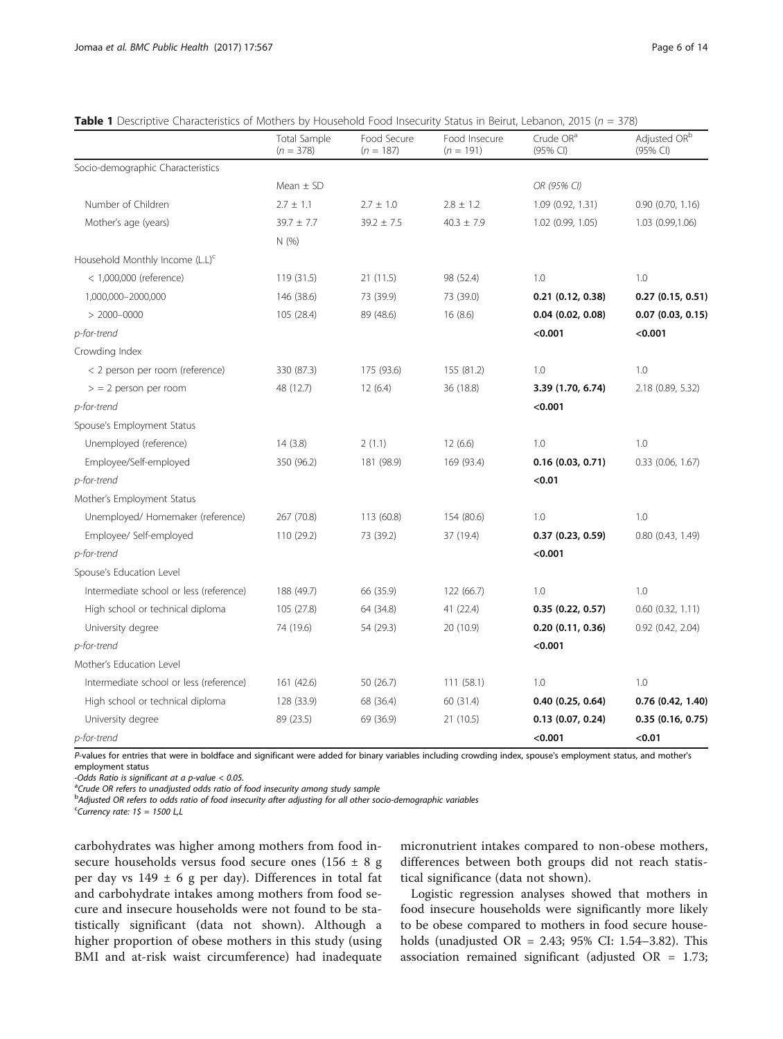**Table 1** Descriptive Characteristics of Mothers by Household Food Insecurity Status in Beirut, Lebanon, 2015 ($n$ = 378)

| | Total Sample ($n$ = 378) | Food Secure ($n$ = 187) | Food Insecure ($n$ = 191) | Crude OR[a] (95% CI) | Adjusted OR[b] (95% CI) |
|---|---|---|---|---|---|
| Socio-demographic Characteristics | | | | | |
| | Mean ± SD | | | *OR (95% CI)* | |
| Number of Children | 2.7 ± 1.1 | 2.7 ± 1.0 | 2.8 ± 1.2 | 1.09 (0.92, 1.31) | 0.90 (0.70, 1.16) |
| Mother's age (years) | 39.7 ± 7.7 | 39.2 ± 7.5 | 40.3 ± 7.9 | 1.02 (0.99, 1.05) | 1.03 (0.99,1.06) |
| | N (%) | | | | |
| Household Monthly Income (L.L)[c] | | | | | |
| < 1,000,000 (reference) | 119 (31.5) | 21 (11.5) | 98 (52.4) | 1.0 | 1.0 |
| 1,000,000–2000,000 | 146 (38.6) | 73 (39.9) | 73 (39.0) | **0.21 (0.12, 0.38)** | **0.27 (0.15, 0.51)** |
| > 2000–0000 | 105 (28.4) | 89 (48.6) | 16 (8.6) | **0.04 (0.02, 0.08)** | **0.07 (0.03, 0.15)** |
| *p-for-trend* | | | | **<0.001** | **<0.001** |
| Crowding Index | | | | | |
| < 2 person per room (reference) | 330 (87.3) | 175 (93.6) | 155 (81.2) | 1.0 | 1.0 |
| > = 2 person per room | 48 (12.7) | 12 (6.4) | 36 (18.8) | **3.39 (1.70, 6.74)** | 2.18 (0.89, 5.32) |
| *p-for-trend* | | | | **<0.001** | |
| Spouse's Employment Status | | | | | |
| Unemployed (reference) | 14 (3.8) | 2 (1.1) | 12 (6.6) | 1.0 | 1.0 |
| Employee/Self-employed | 350 (96.2) | 181 (98.9) | 169 (93.4) | **0.16 (0.03, 0.71)** | 0.33 (0.06, 1.67) |
| *p-for-trend* | | | | **<0.01** | |
| Mother's Employment Status | | | | | |
| Unemployed/ Homemaker (reference) | 267 (70.8) | 113 (60.8) | 154 (80.6) | 1.0 | 1.0 |
| Employee/ Self-employed | 110 (29.2) | 73 (39.2) | 37 (19.4) | **0.37 (0.23, 0.59)** | 0.80 (0.43, 1.49) |
| *p-for-trend* | | | | **<0.001** | |
| Spouse's Education Level | | | | | |
| Intermediate school or less (reference) | 188 (49.7) | 66 (35.9) | 122 (66.7) | 1.0 | 1.0 |
| High school or technical diploma | 105 (27.8) | 64 (34.8) | 41 (22.4) | **0.35 (0.22, 0.57)** | 0.60 (0.32, 1.11) |
| University degree | 74 (19.6) | 54 (29.3) | 20 (10.9) | **0.20 (0.11, 0.36)** | 0.92 (0.42, 2.04) |
| *p-for-trend* | | | | **<0.001** | |
| Mother's Education Level | | | | | |
| Intermediate school or less (reference) | 161 (42.6) | 50 (26.7) | 111 (58.1) | 1.0 | 1.0 |
| High school or technical diploma | 128 (33.9) | 68 (36.4) | 60 (31.4) | **0.40 (0.25, 0.64)** | **0.76 (0.42, 1.40)** |
| University degree | 89 (23.5) | 69 (36.9) | 21 (10.5) | **0.13 (0.07, 0.24)** | **0.35 (0.16, 0.75)** |
| *p-for-trend* | | | | **<0.001** | **<0.01** |

*P-values for entries that were in boldface and significant were added for binary variables including crowding index, spouse's employment status, and mother's employment status*

*-Odds Ratio is significant at a p-value < 0.05.*

[a]*Crude OR refers to unadjusted odds ratio of food insecurity among study sample*

[b]*Adjusted OR refers to odds ratio of food insecurity after adjusting for all other socio-demographic variables*

[c]*Currency rate: 1$ = 1500 L,L*

carbohydrates was higher among mothers from food insecure households versus food secure ones (156 ± 8 g per day vs 149 ± 6 g per day). Differences in total fat and carbohydrate intakes among mothers from food secure and insecure households were not found to be statistically significant (data not shown). Although a higher proportion of obese mothers in this study (using BMI and at-risk waist circumference) had inadequate micronutrient intakes compared to non-obese mothers, differences between both groups did not reach statistical significance (data not shown).

Logistic regression analyses showed that mothers in food insecure households were significantly more likely to be obese compared to mothers in food secure households (unadjusted OR = 2.43; 95% CI: 1.54–3.82). This association remained significant (adjusted OR = 1.73;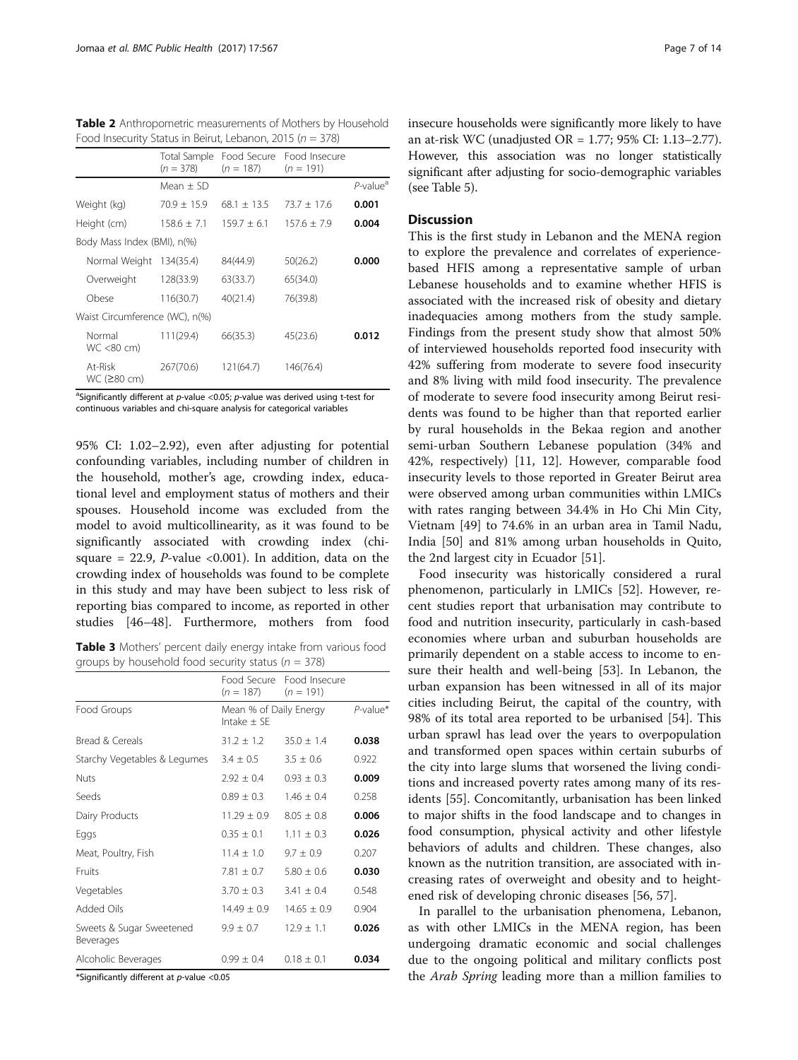**Table 2** Anthropometric measurements of Mothers by Household Food Insecurity Status in Beirut, Lebanon, 2015 ($n = 378$)

| | Total Sample ($n = 378$) | Food Secure ($n = 187$) | Food Insecure ($n = 191$) | |
|---|---|---|---|---|
| | Mean ± SD | | | *P*-value[a] |
| Weight (kg) | 70.9 ± 15.9 | 68.1 ± 13.5 | 73.7 ± 17.6 | **0.001** |
| Height (cm) | 158.6 ± 7.1 | 159.7 ± 6.1 | 157.6 ± 7.9 | **0.004** |
| Body Mass Index (BMI), n(%) | | | | |
| Normal Weight | 134(35.4) | 84(44.9) | 50(26.2) | **0.000** |
| Overweight | 128(33.9) | 63(33.7) | 65(34.0) | |
| Obese | 116(30.7) | 40(21.4) | 76(39.8) | |
| Waist Circumference (WC), n(%) | | | | |
| Normal WC <80 cm) | 111(29.4) | 66(35.3) | 45(23.6) | **0.012** |
| At-Risk WC (≥80 cm) | 267(70.6) | 121(64.7) | 146(76.4) | |

[a]Significantly different at *p*-value <0.05; *p*-value was derived using t-test for continuous variables and chi-square analysis for categorical variables

95% CI: 1.02–2.92), even after adjusting for potential confounding variables, including number of children in the household, mother's age, crowding index, educational level and employment status of mothers and their spouses. Household income was excluded from the model to avoid multicollinearity, as it was found to be significantly associated with crowding index (chi-square = 22.9, *P*-value <0.001). In addition, data on the crowding index of households was found to be complete in this study and may have been subject to less risk of reporting bias compared to income, as reported in other studies [46–48]. Furthermore, mothers from food insecure households were significantly more likely to have an at-risk WC (unadjusted OR = 1.77; 95% CI: 1.13–2.77). However, this association was no longer statistically significant after adjusting for socio-demographic variables (see Table 5).

**Table 3** Mothers' percent daily energy intake from various food groups by household food security status ($n = 378$)

| | Food Secure ($n = 187$) | Food Insecure ($n = 191$) | |
|---|---|---|---|
| Food Groups | Mean % of Daily Energy Intake ± SE | | *P*-value* |
| Bread & Cereals | 31.2 ± 1.2 | 35.0 ± 1.4 | **0.038** |
| Starchy Vegetables & Legumes | 3.4 ± 0.5 | 3.5 ± 0.6 | 0.922 |
| Nuts | 2.92 ± 0.4 | 0.93 ± 0.3 | **0.009** |
| Seeds | 0.89 ± 0.3 | 1.46 ± 0.4 | 0.258 |
| Dairy Products | 11.29 ± 0.9 | 8.05 ± 0.8 | **0.006** |
| Eggs | 0.35 ± 0.1 | 1.11 ± 0.3 | **0.026** |
| Meat, Poultry, Fish | 11.4 ± 1.0 | 9.7 ± 0.9 | 0.207 |
| Fruits | 7.81 ± 0.7 | 5.80 ± 0.6 | **0.030** |
| Vegetables | 3.70 ± 0.3 | 3.41 ± 0.4 | 0.548 |
| Added Oils | 14.49 ± 0.9 | 14.65 ± 0.9 | 0.904 |
| Sweets & Sugar Sweetened Beverages | 9.9 ± 0.7 | 12.9 ± 1.1 | **0.026** |
| Alcoholic Beverages | 0.99 ± 0.4 | 0.18 ± 0.1 | **0.034** |

*Significantly different at *p*-value <0.05

## Discussion

This is the first study in Lebanon and the MENA region to explore the prevalence and correlates of experience-based HFIS among a representative sample of urban Lebanese households and to examine whether HFIS is associated with the increased risk of obesity and dietary inadequacies among mothers from the study sample. Findings from the present study show that almost 50% of interviewed households reported food insecurity with 42% suffering from moderate to severe food insecurity and 8% living with mild food insecurity. The prevalence of moderate to severe food insecurity among Beirut residents was found to be higher than that reported earlier by rural households in the Bekaa region and another semi-urban Southern Lebanese population (34% and 42%, respectively) [11, 12]. However, comparable food insecurity levels to those reported in Greater Beirut area were observed among urban communities within LMICs with rates ranging between 34.4% in Ho Chi Min City, Vietnam [49] to 74.6% in an urban area in Tamil Nadu, India [50] and 81% among urban households in Quito, the 2nd largest city in Ecuador [51].

Food insecurity was historically considered a rural phenomenon, particularly in LMICs [52]. However, recent studies report that urbanisation may contribute to food and nutrition insecurity, particularly in cash-based economies where urban and suburban households are primarily dependent on a stable access to income to ensure their health and well-being [53]. In Lebanon, the urban expansion has been witnessed in all of its major cities including Beirut, the capital of the country, with 98% of its total area reported to be urbanised [54]. This urban sprawl has lead over the years to overpopulation and transformed open spaces within certain suburbs of the city into large slums that worsened the living conditions and increased poverty rates among many of its residents [55]. Concomitantly, urbanisation has been linked to major shifts in the food landscape and to changes in food consumption, physical activity and other lifestyle behaviors of adults and children. These changes, also known as the nutrition transition, are associated with increasing rates of overweight and obesity and to heightened risk of developing chronic diseases [56, 57].

In parallel to the urbanisation phenomena, Lebanon, as with other LMICs in the MENA region, has been undergoing dramatic economic and social challenges due to the ongoing political and military conflicts post the *Arab Spring* leading more than a million families to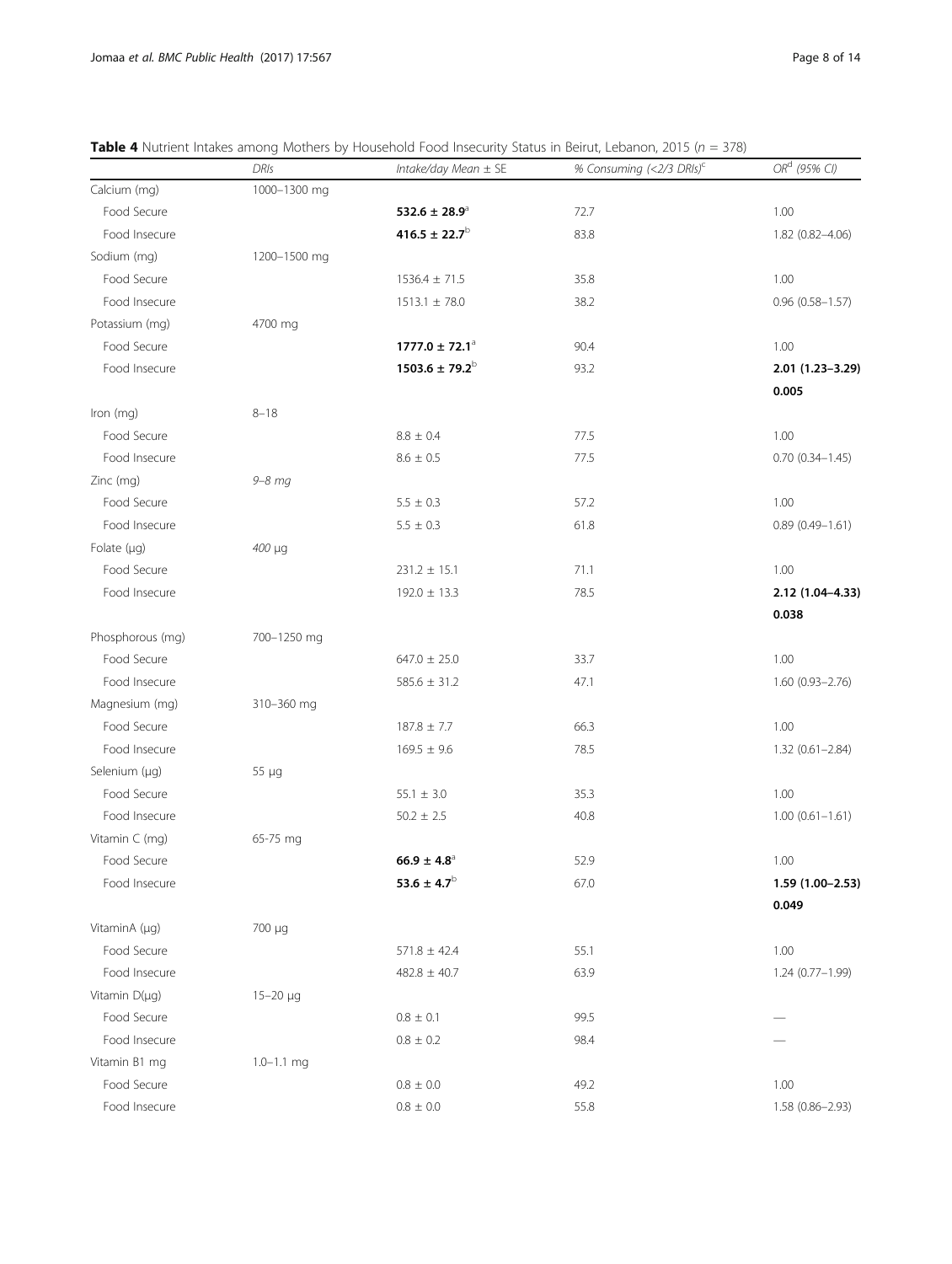**Table 4** Nutrient Intakes among Mothers by Household Food Insecurity Status in Beirut, Lebanon, 2015 (*n* = 378)

| | *DRIs* | *Intake/day Mean ± SE* | *% Consuming (<2/3 DRIs)*[c] | *OR*[d] *(95% CI)* |
|---|---|---|---|---|
| Calcium (mg) | 1000–1300 mg | | | |
| Food Secure | | **532.6 ± 28.9**[a] | 72.7 | 1.00 |
| Food Insecure | | **416.5 ± 22.7**[b] | 83.8 | 1.82 (0.82–4.06) |
| Sodium (mg) | 1200–1500 mg | | | |
| Food Secure | | 1536.4 ± 71.5 | 35.8 | 1.00 |
| Food Insecure | | 1513.1 ± 78.0 | 38.2 | 0.96 (0.58–1.57) |
| Potassium (mg) | 4700 mg | | | |
| Food Secure | | **1777.0 ± 72.1**[a] | 90.4 | 1.00 |
| Food Insecure | | **1503.6 ± 79.2**[b] | 93.2 | **2.01 (1.23–3.29)** |
| | | | | **0.005** |
| Iron (mg) | 8–18 | | | |
| Food Secure | | 8.8 ± 0.4 | 77.5 | 1.00 |
| Food Insecure | | 8.6 ± 0.5 | 77.5 | 0.70 (0.34–1.45) |
| Zinc (mg) | *9–8 mg* | | | |
| Food Secure | | 5.5 ± 0.3 | 57.2 | 1.00 |
| Food Insecure | | 5.5 ± 0.3 | 61.8 | 0.89 (0.49–1.61) |
| Folate (μg) | *400 μg* | | | |
| Food Secure | | 231.2 ± 15.1 | 71.1 | 1.00 |
| Food Insecure | | 192.0 ± 13.3 | 78.5 | **2.12 (1.04–4.33)** |
| | | | | **0.038** |
| Phosphorous (mg) | 700–1250 mg | | | |
| Food Secure | | 647.0 ± 25.0 | 33.7 | 1.00 |
| Food Insecure | | 585.6 ± 31.2 | 47.1 | 1.60 (0.93–2.76) |
| Magnesium (mg) | 310–360 mg | | | |
| Food Secure | | 187.8 ± 7.7 | 66.3 | 1.00 |
| Food Insecure | | 169.5 ± 9.6 | 78.5 | 1.32 (0.61–2.84) |
| Selenium (μg) | 55 μg | | | |
| Food Secure | | 55.1 ± 3.0 | 35.3 | 1.00 |
| Food Insecure | | 50.2 ± 2.5 | 40.8 | 1.00 (0.61–1.61) |
| Vitamin C (mg) | 65-75 mg | | | |
| Food Secure | | **66.9 ± 4.8**[a] | 52.9 | 1.00 |
| Food Insecure | | **53.6 ± 4.7**[b] | 67.0 | **1.59 (1.00–2.53)** |
| | | | | **0.049** |
| VitaminA (μg) | 700 μg | | | |
| Food Secure | | 571.8 ± 42.4 | 55.1 | 1.00 |
| Food Insecure | | 482.8 ± 40.7 | 63.9 | 1.24 (0.77–1.99) |
| Vitamin D(μg) | 15–20 μg | | | |
| Food Secure | | 0.8 ± 0.1 | 99.5 | — |
| Food Insecure | | 0.8 ± 0.2 | 98.4 | — |
| Vitamin B1 mg | 1.0–1.1 mg | | | |
| Food Secure | | 0.8 ± 0.0 | 49.2 | 1.00 |
| Food Insecure | | 0.8 ± 0.0 | 55.8 | 1.58 (0.86–2.93) |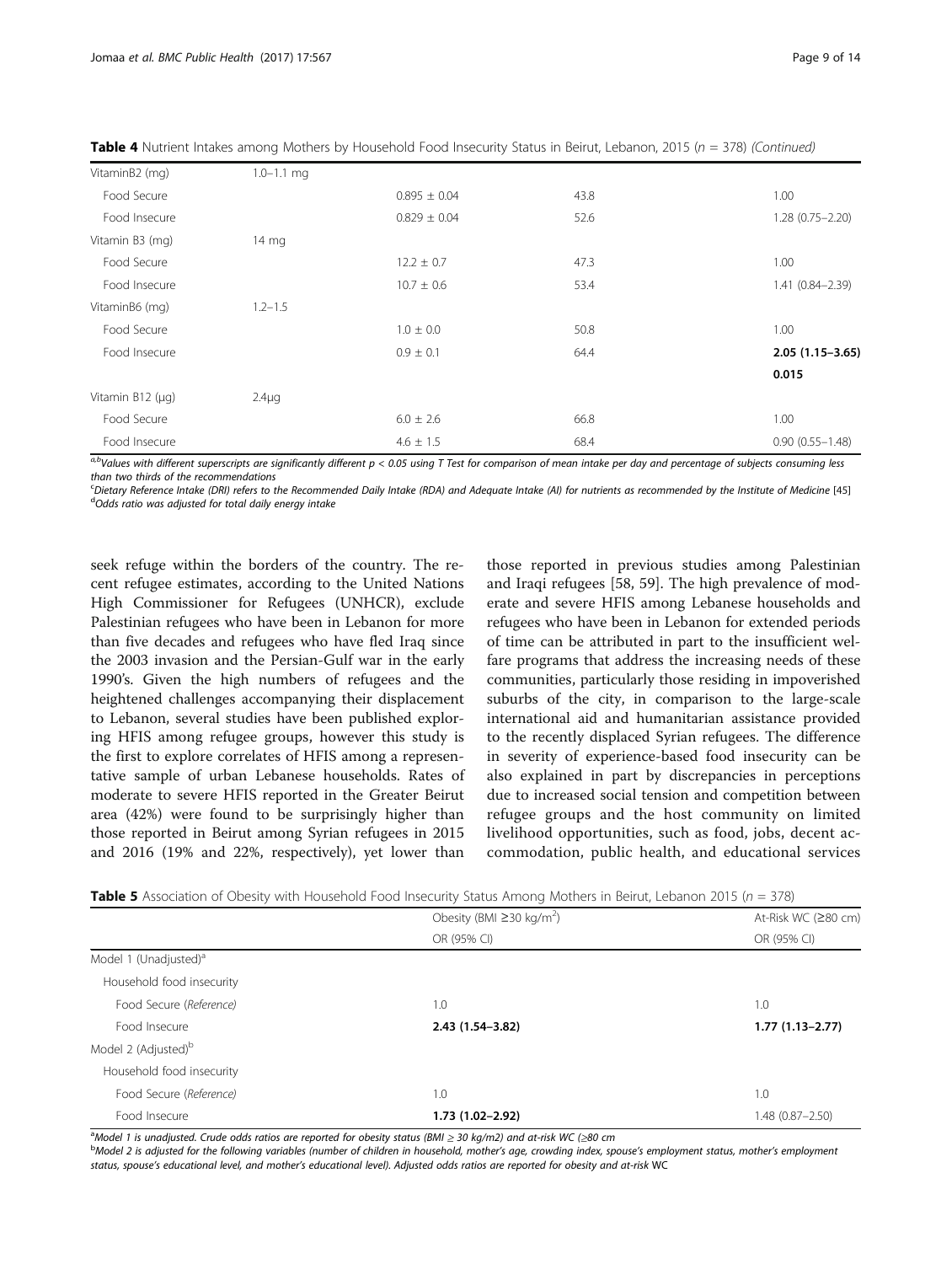**Table 4** Nutrient Intakes among Mothers by Household Food Insecurity Status in Beirut, Lebanon, 2015 ($n$ = 378) *(Continued)*

| | | | | |
|---|---|---|---|---|
| VitaminB2 (mg) | 1.0–1.1 mg | | | |
| Food Secure | | 0.895 ± 0.04 | 43.8 | 1.00 |
| Food Insecure | | 0.829 ± 0.04 | 52.6 | 1.28 (0.75–2.20) |
| Vitamin B3 (mg) | 14 mg | | | |
| Food Secure | | 12.2 ± 0.7 | 47.3 | 1.00 |
| Food Insecure | | 10.7 ± 0.6 | 53.4 | 1.41 (0.84–2.39) |
| VitaminB6 (mg) | 1.2–1.5 | | | |
| Food Secure | | 1.0 ± 0.0 | 50.8 | 1.00 |
| Food Insecure | | 0.9 ± 0.1 | 64.4 | **2.05 (1.15–3.65)** |
| | | | | **0.015** |
| Vitamin B12 (μg) | 2.4μg | | | |
| Food Secure | | 6.0 ± 2.6 | 66.8 | 1.00 |
| Food Insecure | | 4.6 ± 1.5 | 68.4 | 0.90 (0.55–1.48) |

*[a,b]Values with different superscripts are significantly different $p < 0.05$ using T Test for comparison of mean intake per day and percentage of subjects consuming less than two thirds of the recommendations*
*[c]Dietary Reference Intake (DRI) refers to the Recommended Daily Intake (RDA) and Adequate Intake (AI) for nutrients as recommended by the Institute of Medicine [45]*
*[d]Odds ratio was adjusted for total daily energy intake*

seek refuge within the borders of the country. The recent refugee estimates, according to the United Nations High Commissioner for Refugees (UNHCR), exclude Palestinian refugees who have been in Lebanon for more than five decades and refugees who have fled Iraq since the 2003 invasion and the Persian-Gulf war in the early 1990's. Given the high numbers of refugees and the heightened challenges accompanying their displacement to Lebanon, several studies have been published exploring HFIS among refugee groups, however this study is the first to explore correlates of HFIS among a representative sample of urban Lebanese households. Rates of moderate to severe HFIS reported in the Greater Beirut area (42%) were found to be surprisingly higher than those reported in Beirut among Syrian refugees in 2015 and 2016 (19% and 22%, respectively), yet lower than those reported in previous studies among Palestinian and Iraqi refugees [58, 59]. The high prevalence of moderate and severe HFIS among Lebanese households and refugees who have been in Lebanon for extended periods of time can be attributed in part to the insufficient welfare programs that address the increasing needs of these communities, particularly those residing in impoverished suburbs of the city, in comparison to the large-scale international aid and humanitarian assistance provided to the recently displaced Syrian refugees. The difference in severity of experience-based food insecurity can be also explained in part by discrepancies in perceptions due to increased social tension and competition between refugee groups and the host community on limited livelihood opportunities, such as food, jobs, decent accommodation, public health, and educational services

**Table 5** Association of Obesity with Household Food Insecurity Status Among Mothers in Beirut, Lebanon 2015 ($n$ = 378)

| | Obesity (BMI ≥30 kg/m$^2$) | At-Risk WC (≥80 cm) |
|---|---|---|
| | OR (95% CI) | OR (95% CI) |
| Model 1 (Unadjusted)[a] | | |
| Household food insecurity | | |
| Food Secure (*Reference*) | 1.0 | 1.0 |
| Food Insecure | **2.43 (1.54–3.82)** | **1.77 (1.13–2.77)** |
| Model 2 (Adjusted)[b] | | |
| Household food insecurity | | |
| Food Secure (*Reference*) | 1.0 | 1.0 |
| Food Insecure | **1.73 (1.02–2.92)** | 1.48 (0.87–2.50) |

*[a]Model 1 is unadjusted. Crude odds ratios are reported for obesity status (BMI ≥ 30 kg/m2) and at-risk WC (≥80 cm*
*[b]Model 2 is adjusted for the following variables (number of children in household, mother's age, crowding index, spouse's employment status, mother's employment status, spouse's educational level, and mother's educational level). Adjusted odds ratios are reported for obesity and at-risk WC*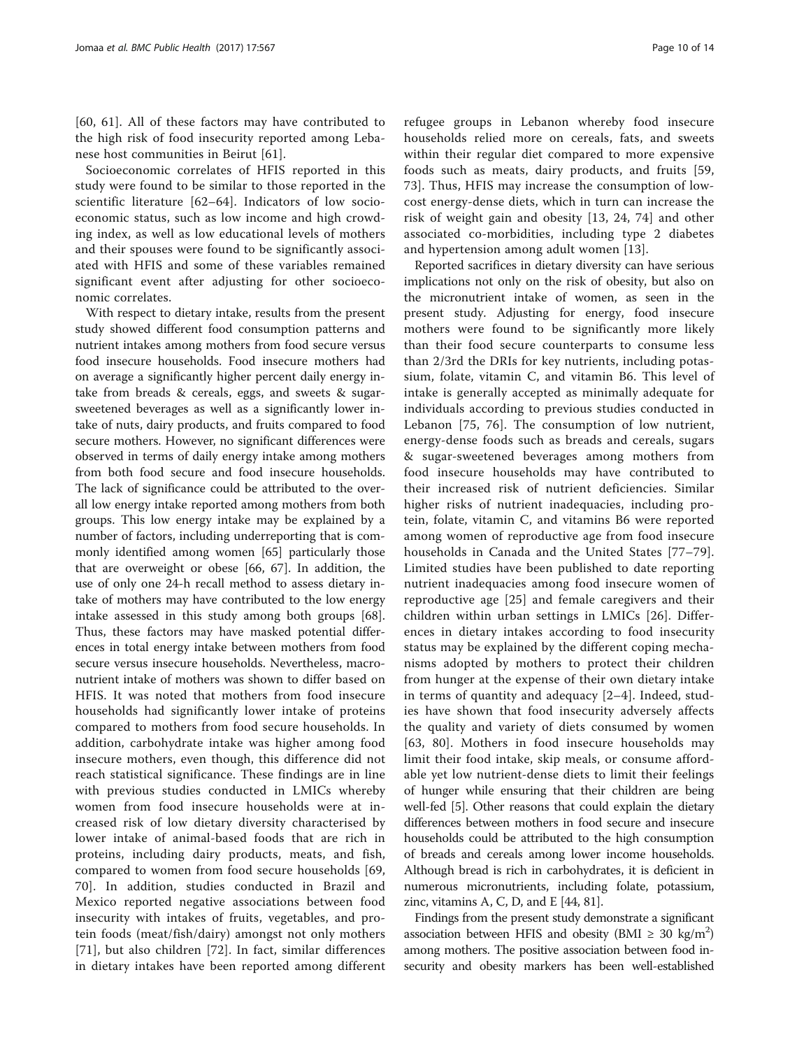[60, 61]. All of these factors may have contributed to the high risk of food insecurity reported among Lebanese host communities in Beirut [61].

Socioeconomic correlates of HFIS reported in this study were found to be similar to those reported in the scientific literature [62–64]. Indicators of low socioeconomic status, such as low income and high crowding index, as well as low educational levels of mothers and their spouses were found to be significantly associated with HFIS and some of these variables remained significant event after adjusting for other socioeconomic correlates.

With respect to dietary intake, results from the present study showed different food consumption patterns and nutrient intakes among mothers from food secure versus food insecure households. Food insecure mothers had on average a significantly higher percent daily energy intake from breads & cereals, eggs, and sweets & sugar-sweetened beverages as well as a significantly lower intake of nuts, dairy products, and fruits compared to food secure mothers. However, no significant differences were observed in terms of daily energy intake among mothers from both food secure and food insecure households. The lack of significance could be attributed to the overall low energy intake reported among mothers from both groups. This low energy intake may be explained by a number of factors, including underreporting that is commonly identified among women [65] particularly those that are overweight or obese [66, 67]. In addition, the use of only one 24-h recall method to assess dietary intake of mothers may have contributed to the low energy intake assessed in this study among both groups [68]. Thus, these factors may have masked potential differences in total energy intake between mothers from food secure versus insecure households. Nevertheless, macronutrient intake of mothers was shown to differ based on HFIS. It was noted that mothers from food insecure households had significantly lower intake of proteins compared to mothers from food secure households. In addition, carbohydrate intake was higher among food insecure mothers, even though, this difference did not reach statistical significance. These findings are in line with previous studies conducted in LMICs whereby women from food insecure households were at increased risk of low dietary diversity characterised by lower intake of animal-based foods that are rich in proteins, including dairy products, meats, and fish, compared to women from food secure households [69, 70]. In addition, studies conducted in Brazil and Mexico reported negative associations between food insecurity with intakes of fruits, vegetables, and protein foods (meat/fish/dairy) amongst not only mothers [71], but also children [72]. In fact, similar differences in dietary intakes have been reported among different refugee groups in Lebanon whereby food insecure households relied more on cereals, fats, and sweets within their regular diet compared to more expensive foods such as meats, dairy products, and fruits [59, 73]. Thus, HFIS may increase the consumption of low-cost energy-dense diets, which in turn can increase the risk of weight gain and obesity [13, 24, 74] and other associated co-morbidities, including type 2 diabetes and hypertension among adult women [13].

Reported sacrifices in dietary diversity can have serious implications not only on the risk of obesity, but also on the micronutrient intake of women, as seen in the present study. Adjusting for energy, food insecure mothers were found to be significantly more likely than their food secure counterparts to consume less than 2/3rd the DRIs for key nutrients, including potassium, folate, vitamin C, and vitamin B6. This level of intake is generally accepted as minimally adequate for individuals according to previous studies conducted in Lebanon [75, 76]. The consumption of low nutrient, energy-dense foods such as breads and cereals, sugars & sugar-sweetened beverages among mothers from food insecure households may have contributed to their increased risk of nutrient deficiencies. Similar higher risks of nutrient inadequacies, including protein, folate, vitamin C, and vitamins B6 were reported among women of reproductive age from food insecure households in Canada and the United States [77–79]. Limited studies have been published to date reporting nutrient inadequacies among food insecure women of reproductive age [25] and female caregivers and their children within urban settings in LMICs [26]. Differences in dietary intakes according to food insecurity status may be explained by the different coping mechanisms adopted by mothers to protect their children from hunger at the expense of their own dietary intake in terms of quantity and adequacy [2–4]. Indeed, studies have shown that food insecurity adversely affects the quality and variety of diets consumed by women [63, 80]. Mothers in food insecure households may limit their food intake, skip meals, or consume affordable yet low nutrient-dense diets to limit their feelings of hunger while ensuring that their children are being well-fed [5]. Other reasons that could explain the dietary differences between mothers in food secure and insecure households could be attributed to the high consumption of breads and cereals among lower income households. Although bread is rich in carbohydrates, it is deficient in numerous micronutrients, including folate, potassium, zinc, vitamins A, C, D, and E [44, 81].

Findings from the present study demonstrate a significant association between HFIS and obesity (BMI $\geq$ 30 kg/m$^2$) among mothers. The positive association between food insecurity and obesity markers has been well-established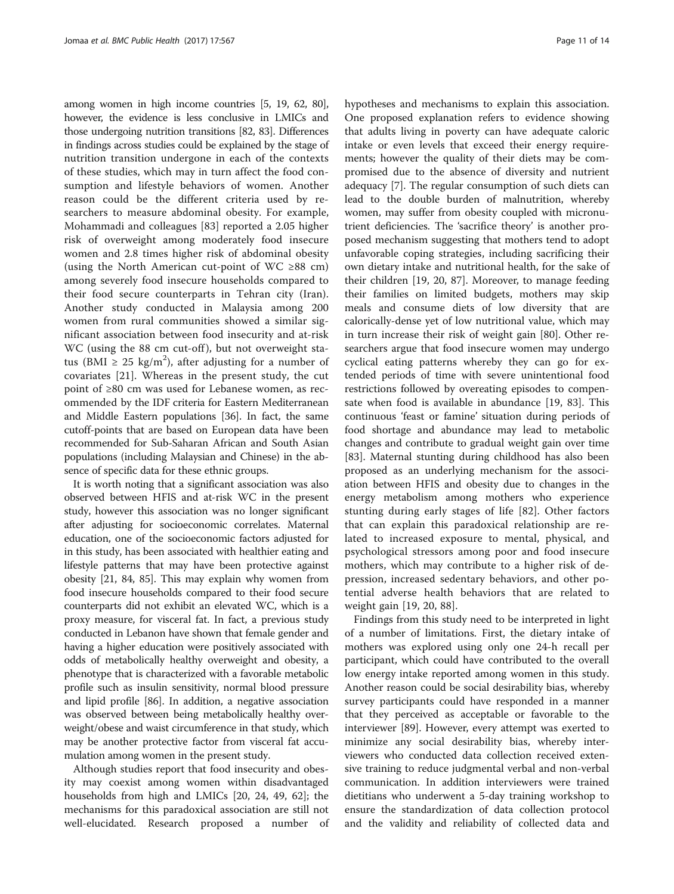among women in high income countries [5, 19, 62, 80], however, the evidence is less conclusive in LMICs and those undergoing nutrition transitions [82, 83]. Differences in findings across studies could be explained by the stage of nutrition transition undergone in each of the contexts of these studies, which may in turn affect the food consumption and lifestyle behaviors of women. Another reason could be the different criteria used by researchers to measure abdominal obesity. For example, Mohammadi and colleagues [83] reported a 2.05 higher risk of overweight among moderately food insecure women and 2.8 times higher risk of abdominal obesity (using the North American cut-point of WC ≥88 cm) among severely food insecure households compared to their food secure counterparts in Tehran city (Iran). Another study conducted in Malaysia among 200 women from rural communities showed a similar significant association between food insecurity and at-risk WC (using the 88 cm cut-off), but not overweight status (BMI ≥ 25 kg/m$^2$), after adjusting for a number of covariates [21]. Whereas in the present study, the cut point of ≥80 cm was used for Lebanese women, as recommended by the IDF criteria for Eastern Mediterranean and Middle Eastern populations [36]. In fact, the same cutoff-points that are based on European data have been recommended for Sub-Saharan African and South Asian populations (including Malaysian and Chinese) in the absence of specific data for these ethnic groups.

It is worth noting that a significant association was also observed between HFIS and at-risk WC in the present study, however this association was no longer significant after adjusting for socioeconomic correlates. Maternal education, one of the socioeconomic factors adjusted for in this study, has been associated with healthier eating and lifestyle patterns that may have been protective against obesity [21, 84, 85]. This may explain why women from food insecure households compared to their food secure counterparts did not exhibit an elevated WC, which is a proxy measure, for visceral fat. In fact, a previous study conducted in Lebanon have shown that female gender and having a higher education were positively associated with odds of metabolically healthy overweight and obesity, a phenotype that is characterized with a favorable metabolic profile such as insulin sensitivity, normal blood pressure and lipid profile [86]. In addition, a negative association was observed between being metabolically healthy overweight/obese and waist circumference in that study, which may be another protective factor from visceral fat accumulation among women in the present study.

Although studies report that food insecurity and obesity may coexist among women within disadvantaged households from high and LMICs [20, 24, 49, 62]; the mechanisms for this paradoxical association are still not well-elucidated. Research proposed a number of hypotheses and mechanisms to explain this association. One proposed explanation refers to evidence showing that adults living in poverty can have adequate caloric intake or even levels that exceed their energy requirements; however the quality of their diets may be compromised due to the absence of diversity and nutrient adequacy [7]. The regular consumption of such diets can lead to the double burden of malnutrition, whereby women, may suffer from obesity coupled with micronutrient deficiencies. The 'sacrifice theory' is another proposed mechanism suggesting that mothers tend to adopt unfavorable coping strategies, including sacrificing their own dietary intake and nutritional health, for the sake of their children [19, 20, 87]. Moreover, to manage feeding their families on limited budgets, mothers may skip meals and consume diets of low diversity that are calorically-dense yet of low nutritional value, which may in turn increase their risk of weight gain [80]. Other researchers argue that food insecure women may undergo cyclical eating patterns whereby they can go for extended periods of time with severe unintentional food restrictions followed by overeating episodes to compensate when food is available in abundance [19, 83]. This continuous 'feast or famine' situation during periods of food shortage and abundance may lead to metabolic changes and contribute to gradual weight gain over time [83]. Maternal stunting during childhood has also been proposed as an underlying mechanism for the association between HFIS and obesity due to changes in the energy metabolism among mothers who experience stunting during early stages of life [82]. Other factors that can explain this paradoxical relationship are related to increased exposure to mental, physical, and psychological stressors among poor and food insecure mothers, which may contribute to a higher risk of depression, increased sedentary behaviors, and other potential adverse health behaviors that are related to weight gain [19, 20, 88].

Findings from this study need to be interpreted in light of a number of limitations. First, the dietary intake of mothers was explored using only one 24-h recall per participant, which could have contributed to the overall low energy intake reported among women in this study. Another reason could be social desirability bias, whereby survey participants could have responded in a manner that they perceived as acceptable or favorable to the interviewer [89]. However, every attempt was exerted to minimize any social desirability bias, whereby interviewers who conducted data collection received extensive training to reduce judgmental verbal and non-verbal communication. In addition interviewers were trained dietitians who underwent a 5-day training workshop to ensure the standardization of data collection protocol and the validity and reliability of collected data and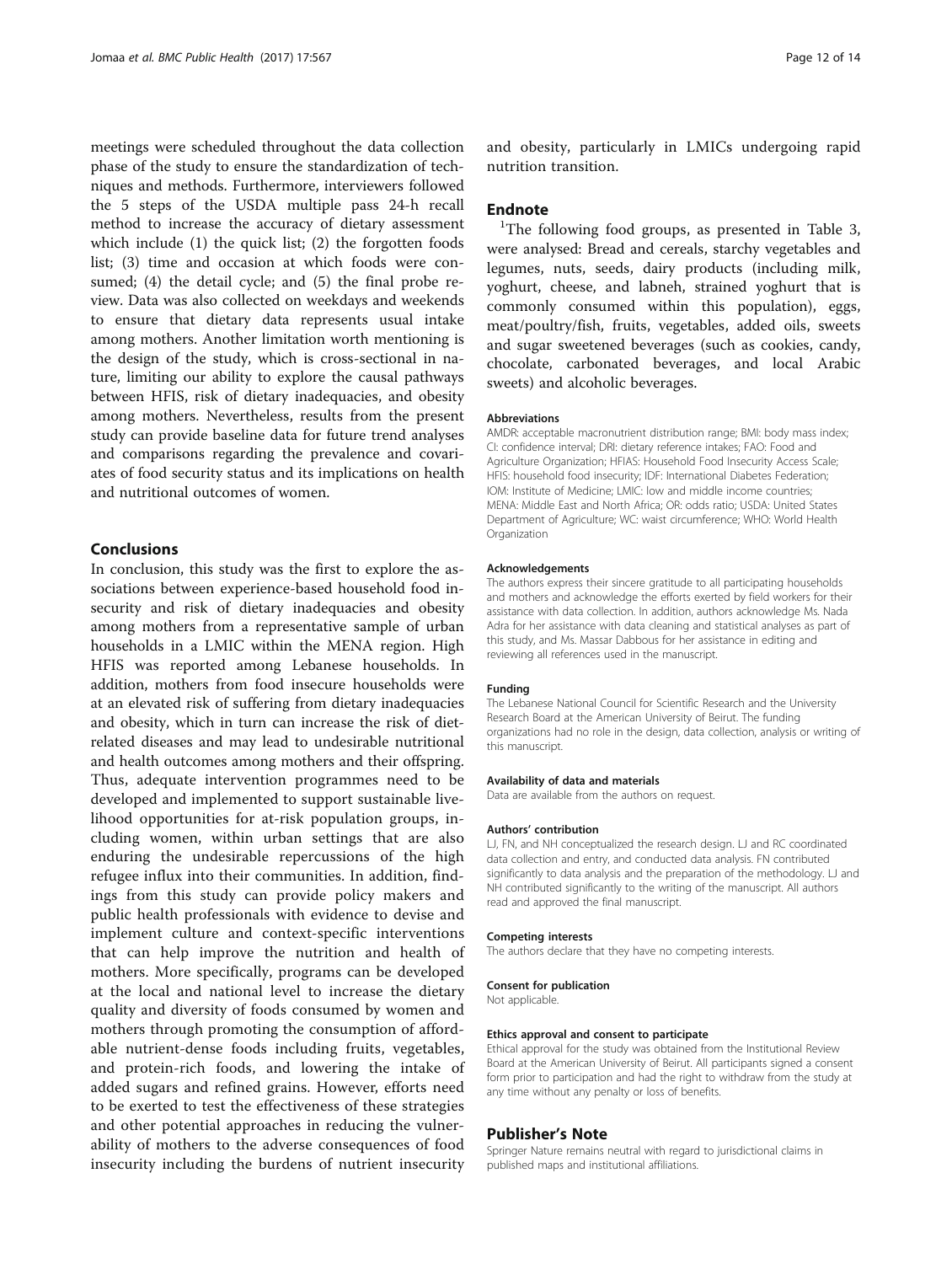meetings were scheduled throughout the data collection phase of the study to ensure the standardization of techniques and methods. Furthermore, interviewers followed the 5 steps of the USDA multiple pass 24-h recall method to increase the accuracy of dietary assessment which include (1) the quick list; (2) the forgotten foods list; (3) time and occasion at which foods were consumed; (4) the detail cycle; and (5) the final probe review. Data was also collected on weekdays and weekends to ensure that dietary data represents usual intake among mothers. Another limitation worth mentioning is the design of the study, which is cross-sectional in nature, limiting our ability to explore the causal pathways between HFIS, risk of dietary inadequacies, and obesity among mothers. Nevertheless, results from the present study can provide baseline data for future trend analyses and comparisons regarding the prevalence and covariates of food security status and its implications on health and nutritional outcomes of women.

## Conclusions

In conclusion, this study was the first to explore the associations between experience-based household food insecurity and risk of dietary inadequacies and obesity among mothers from a representative sample of urban households in a LMIC within the MENA region. High HFIS was reported among Lebanese households. In addition, mothers from food insecure households were at an elevated risk of suffering from dietary inadequacies and obesity, which in turn can increase the risk of diet-related diseases and may lead to undesirable nutritional and health outcomes among mothers and their offspring. Thus, adequate intervention programmes need to be developed and implemented to support sustainable livelihood opportunities for at-risk population groups, including women, within urban settings that are also enduring the undesirable repercussions of the high refugee influx into their communities. In addition, findings from this study can provide policy makers and public health professionals with evidence to devise and implement culture and context-specific interventions that can help improve the nutrition and health of mothers. More specifically, programs can be developed at the local and national level to increase the dietary quality and diversity of foods consumed by women and mothers through promoting the consumption of affordable nutrient-dense foods including fruits, vegetables, and protein-rich foods, and lowering the intake of added sugars and refined grains. However, efforts need to be exerted to test the effectiveness of these strategies and other potential approaches in reducing the vulnerability of mothers to the adverse consequences of food insecurity including the burdens of nutrient insecurity and obesity, particularly in LMICs undergoing rapid nutrition transition.

## Endnote

[1]The following food groups, as presented in Table 3, were analysed: Bread and cereals, starchy vegetables and legumes, nuts, seeds, dairy products (including milk, yoghurt, cheese, and labneh, strained yoghurt that is commonly consumed within this population), eggs, meat/poultry/fish, fruits, vegetables, added oils, sweets and sugar sweetened beverages (such as cookies, candy, chocolate, carbonated beverages, and local Arabic sweets) and alcoholic beverages.

#### Abbreviations

AMDR: acceptable macronutrient distribution range; BMI: body mass index; CI: confidence interval; DRI: dietary reference intakes; FAO: Food and Agriculture Organization; HFIAS: Household Food Insecurity Access Scale; HFIS: household food insecurity; IDF: International Diabetes Federation; IOM: Institute of Medicine; LMIC: low and middle income countries; MENA: Middle East and North Africa; OR: odds ratio; USDA: United States Department of Agriculture; WC: waist circumference; WHO: World Health Organization

#### Acknowledgements

The authors express their sincere gratitude to all participating households and mothers and acknowledge the efforts exerted by field workers for their assistance with data collection. In addition, authors acknowledge Ms. Nada Adra for her assistance with data cleaning and statistical analyses as part of this study, and Ms. Massar Dabbous for her assistance in editing and reviewing all references used in the manuscript.

#### Funding

The Lebanese National Council for Scientific Research and the University Research Board at the American University of Beirut. The funding organizations had no role in the design, data collection, analysis or writing of this manuscript.

#### Availability of data and materials

Data are available from the authors on request.

#### Authors' contribution

LJ, FN, and NH conceptualized the research design. LJ and RC coordinated data collection and entry, and conducted data analysis. FN contributed significantly to data analysis and the preparation of the methodology. LJ and NH contributed significantly to the writing of the manuscript. All authors read and approved the final manuscript.

#### Competing interests

The authors declare that they have no competing interests.

#### Consent for publication

Not applicable.

#### Ethics approval and consent to participate

Ethical approval for the study was obtained from the Institutional Review Board at the American University of Beirut. All participants signed a consent form prior to participation and had the right to withdraw from the study at any time without any penalty or loss of benefits.

## Publisher's Note

Springer Nature remains neutral with regard to jurisdictional claims in published maps and institutional affiliations.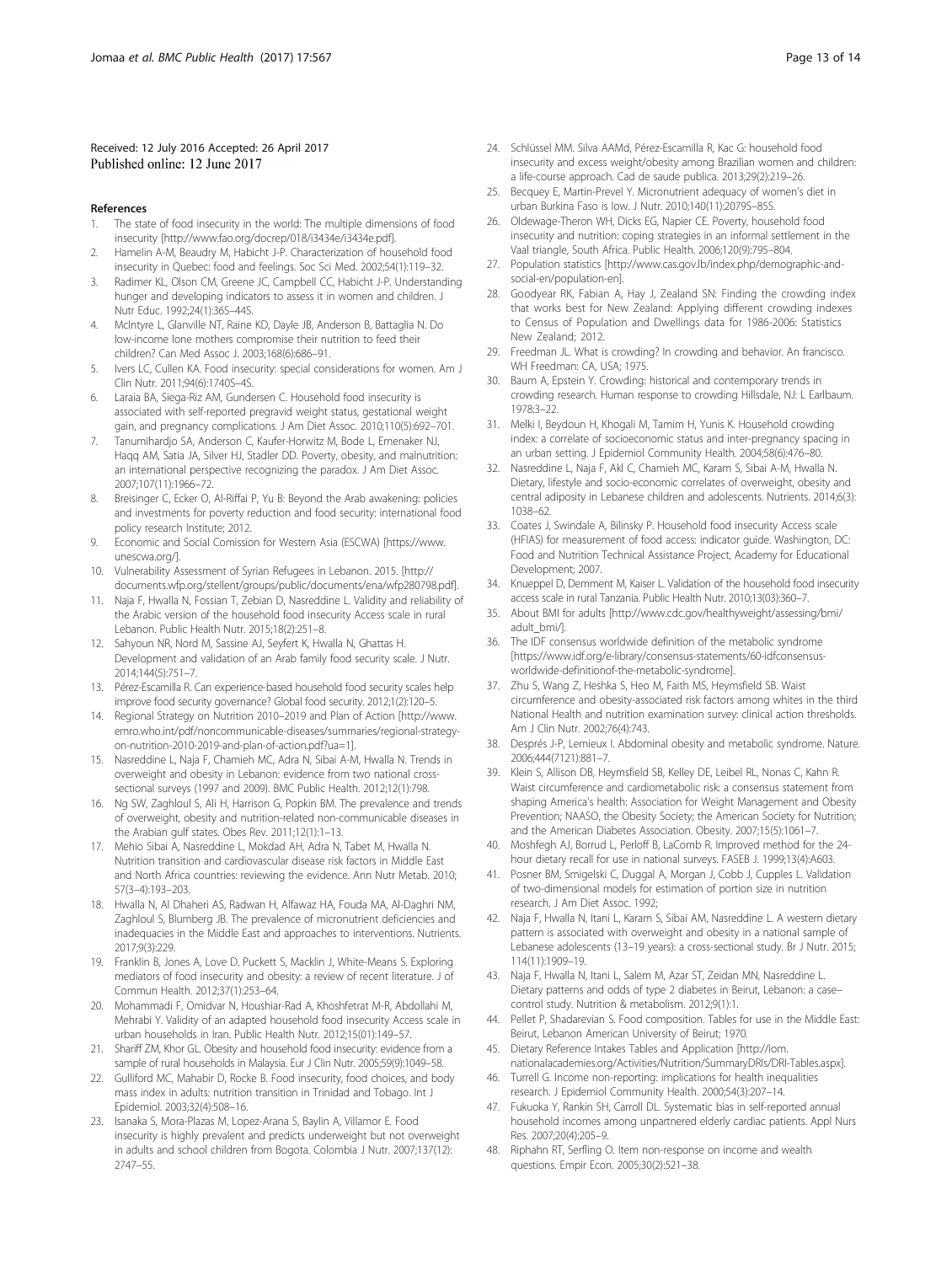Received: 12 July 2016 Accepted: 26 April 2017
Published online: 12 June 2017

## References

1. The state of food insecurity in the world: The multiple dimensions of food insecurity [http://www.fao.org/docrep/018/i3434e/i3434e.pdf].
2. Hamelin A-M, Beaudry M, Habicht J-P. Characterization of household food insecurity in Quebec: food and feelings. Soc Sci Med. 2002;54(1):119–32.
3. Radimer KL, Olson CM, Greene JC, Campbell CC, Habicht J-P. Understanding hunger and developing indicators to assess it in women and children. J Nutr Educ. 1992;24(1):36S–44S.
4. McIntyre L, Glanville NT, Raine KD, Dayle JB, Anderson B, Battaglia N. Do low-income lone mothers compromise their nutrition to feed their children? Can Med Assoc J. 2003;168(6):686–91.
5. Ivers LC, Cullen KA. Food insecurity: special considerations for women. Am J Clin Nutr. 2011;94(6):1740S–4S.
6. Laraia BA, Siega-Riz AM, Gundersen C. Household food insecurity is associated with self-reported pregravid weight status, gestational weight gain, and pregnancy complications. J Am Diet Assoc. 2010;110(5):692–701.
7. Tanumihardjo SA, Anderson C, Kaufer-Horwitz M, Bode L, Emenaker NJ, Haqq AM, Satia JA, Silver HJ, Stadler DD. Poverty, obesity, and malnutrition: an international perspective recognizing the paradox. J Am Diet Assoc. 2007;107(11):1966–72.
8. Breisinger C, Ecker O, Al-Riffai P, Yu B: Beyond the Arab awakening: policies and investments for poverty reduction and food security: international food policy research Institute; 2012.
9. Economic and Social Comission for Western Asia (ESCWA) [https://www.unescwa.org/].
10. Vulnerability Assessment of Syrian Refugees in Lebanon. 2015. [http://documents.wfp.org/stellent/groups/public/documents/ena/wfp280798.pdf].
11. Naja F, Hwalla N, Fossian T, Zebian D, Nasreddine L. Validity and reliability of the Arabic version of the household food insecurity Access scale in rural Lebanon. Public Health Nutr. 2015;18(2):251–8.
12. Sahyoun NR, Nord M, Sassine AJ, Seyfert K, Hwalla N, Ghattas H. Development and validation of an Arab family food security scale. J Nutr. 2014;144(5):751–7.
13. Pérez-Escamilla R. Can experience-based household food security scales help improve food security governance? Global food security. 2012;1(2):120–5.
14. Regional Strategy on Nutrition 2010–2019 and Plan of Action [http://www.emro.who.int/pdf/noncommunicable-diseases/summaries/regional-strategy-on-nutrition-2010-2019-and-plan-of-action.pdf?ua=1].
15. Nasreddine L, Naja F, Chamieh MC, Adra N, Sibai A-M, Hwalla N. Trends in overweight and obesity in Lebanon: evidence from two national cross-sectional surveys (1997 and 2009). BMC Public Health. 2012;12(1):798.
16. Ng SW, Zaghloul S, Ali H, Harrison G, Popkin BM. The prevalence and trends of overweight, obesity and nutrition-related non-communicable diseases in the Arabian gulf states. Obes Rev. 2011;12(1):1–13.
17. Mehio Sibai A, Nasreddine L, Mokdad AH, Adra N, Tabet M, Hwalla N. Nutrition transition and cardiovascular disease risk factors in Middle East and North Africa countries: reviewing the evidence. Ann Nutr Metab. 2010; 57(3–4):193–203.
18. Hwalla N, Al Dhaheri AS, Radwan H, Alfawaz HA, Fouda MA, Al-Daghri NM, Zaghloul S, Blumberg JB. The prevalence of micronutrient deficiencies and inadequacies in the Middle East and approaches to interventions. Nutrients. 2017;9(3):229.
19. Franklin B, Jones A, Love D, Puckett S, Macklin J, White-Means S. Exploring mediators of food insecurity and obesity: a review of recent literature. J of Commun Health. 2012;37(1):253–64.
20. Mohammadi F, Omidvar N, Houshiar-Rad A, Khoshfetrat M-R, Abdollahi M, Mehrabi Y. Validity of an adapted household food insecurity Access scale in urban households in Iran. Public Health Nutr. 2012;15(01):149–57.
21. Shariff ZM, Khor GL. Obesity and household food insecurity: evidence from a sample of rural households in Malaysia. Eur J Clin Nutr. 2005;59(9):1049–58.
22. Gulliford MC, Mahabir D, Rocke B. Food insecurity, food choices, and body mass index in adults: nutrition transition in Trinidad and Tobago. Int J Epidemiol. 2003;32(4):508–16.
23. Isanaka S, Mora-Plazas M, Lopez-Arana S, Baylin A, Villamor E. Food insecurity is highly prevalent and predicts underweight but not overweight in adults and school children from Bogota. Colombia J Nutr. 2007;137(12): 2747–55.
24. Schlüssel MM. Silva AAMd, Pérez-Escamilla R, Kac G: household food insecurity and excess weight/obesity among Brazilian women and children: a life-course approach. Cad de saude publica. 2013;29(2):219–26.
25. Becquey E, Martin-Prevel Y. Micronutrient adequacy of women's diet in urban Burkina Faso is low. J Nutr. 2010;140(11):2079S–85S.
26. Oldewage-Theron WH, Dicks EG, Napier CE. Poverty, household food insecurity and nutrition: coping strategies in an informal settlement in the Vaal triangle, South Africa. Public Health. 2006;120(9):795–804.
27. Population statistics [http://www.cas.gov.lb/index.php/demographic-and-social-en/population-en].
28. Goodyear RK, Fabian A, Hay J, Zealand SN: Finding the crowding index that works best for New Zealand: Applying different crowding indexes to Census of Population and Dwellings data for 1986-2006: Statistics New Zealand; 2012.
29. Freedman JL. What is crowding? In crowding and behavior. An francisco. WH Freedman: CA, USA; 1975.
30. Baum A, Epstein Y. Crowding: historical and contemporary trends in crowding research. Human response to crowding Hillsdale, NJ: L Earlbaum. 1978:3–22.
31. Melki I, Beydoun H, Khogali M, Tamim H, Yunis K. Household crowding index: a correlate of socioeconomic status and inter-pregnancy spacing in an urban setting. J Epidemiol Community Health. 2004;58(6):476–80.
32. Nasreddine L, Naja F, Akl C, Chamieh MC, Karam S, Sibai A-M, Hwalla N. Dietary, lifestyle and socio-economic correlates of overweight, obesity and central adiposity in Lebanese children and adolescents. Nutrients. 2014;6(3): 1038–62.
33. Coates J, Swindale A, Bilinsky P. Household food insecurity Access scale (HFIAS) for measurement of food access: indicator guide. Washington, DC: Food and Nutrition Technical Assistance Project, Academy for Educational Development; 2007.
34. Knueppel D, Demment M, Kaiser L. Validation of the household food insecurity access scale in rural Tanzania. Public Health Nutr. 2010;13(03):360–7.
35. About BMI for adults [http://www.cdc.gov/healthyweight/assessing/bmi/adult_bmi/].
36. The IDF consensus worldwide definition of the metabolic syndrome [https://www.idf.org/e-library/consensus-statements/60-idfconsensus-worldwide-definitionof-the-metabolic-syndrome].
37. Zhu S, Wang Z, Heshka S, Heo M, Faith MS, Heymsfield SB. Waist circumference and obesity-associated risk factors among whites in the third National Health and nutrition examination survey: clinical action thresholds. Am J Clin Nutr. 2002;76(4):743.
38. Després J-P, Lemieux I. Abdominal obesity and metabolic syndrome. Nature. 2006;444(7121):881–7.
39. Klein S, Allison DB, Heymsfield SB, Kelley DE, Leibel RL, Nonas C, Kahn R. Waist circumference and cardiometabolic risk: a consensus statement from shaping America's health: Association for Weight Management and Obesity Prevention; NAASO, the Obesity Society; the American Society for Nutrition; and the American Diabetes Association. Obesity. 2007;15(5):1061–7.
40. Moshfegh AJ, Borrud L, Perloff B, LaComb R. Improved method for the 24-hour dietary recall for use in national surveys. FASEB J. 1999;13(4):A603.
41. Posner BM, Smigelski C, Duggal A, Morgan J, Cobb J, Cupples L. Validation of two-dimensional models for estimation of portion size in nutrition research. J Am Diet Assoc. 1992;
42. Naja F, Hwalla N, Itani L, Karam S, Sibai AM, Nasreddine L. A western dietary pattern is associated with overweight and obesity in a national sample of Lebanese adolescents (13–19 years): a cross-sectional study. Br J Nutr. 2015; 114(11):1909–19.
43. Naja F, Hwalla N, Itani L, Salem M, Azar ST, Zeidan MN, Nasreddine L. Dietary patterns and odds of type 2 diabetes in Beirut, Lebanon: a case–control study. Nutrition & metabolism. 2012;9(1):1.
44. Pellet P, Shadarevian S. Food composition. Tables for use in the Middle East: Beirut, Lebanon American University of Beirut; 1970.
45. Dietary Reference Intakes Tables and Application [http://iom.nationalacademies.org/Activities/Nutrition/SummaryDRIs/DRI-Tables.aspx].
46. Turrell G. Income non-reporting: implications for health inequalities research. J Epidemiol Community Health. 2000;54(3):207–14.
47. Fukuoka Y, Rankin SH, Carroll DL. Systematic bias in self-reported annual household incomes among unpartnered elderly cardiac patients. Appl Nurs Res. 2007;20(4):205–9.
48. Riphahn RT, Serfling O. Item non-response on income and wealth questions. Empir Econ. 2005;30(2):521–38.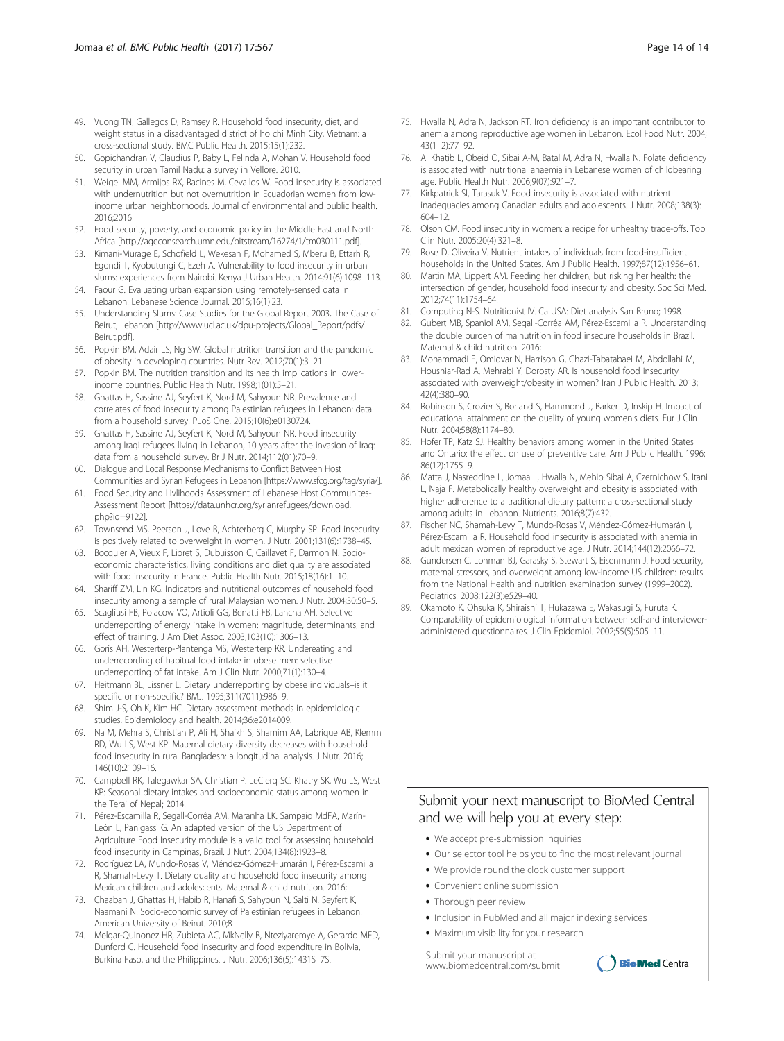49. Vuong TN, Gallegos D, Ramsey R. Household food insecurity, diet, and weight status in a disadvantaged district of ho chi Minh City, Vietnam: a cross-sectional study. BMC Public Health. 2015;15(1):232.
50. Gopichandran V, Claudius P, Baby L, Felinda A, Mohan V. Household food security in urban Tamil Nadu: a survey in Vellore. 2010.
51. Weigel MM, Armijos RX, Racines M, Cevallos W. Food insecurity is associated with undernutrition but not overnutrition in Ecuadorian women from low-income urban neighborhoods. Journal of environmental and public health. 2016;2016
52. Food security, poverty, and economic policy in the Middle East and North Africa [http://ageconsearch.umn.edu/bitstream/16274/1/tm030111.pdf].
53. Kimani-Murage E, Schofield L, Wekesah F, Mohamed S, Mberu B, Ettarh R, Egondi T, Kyobutungi C, Ezeh A. Vulnerability to food insecurity in urban slums: experiences from Nairobi. Kenya J Urban Health. 2014;91(6):1098–113.
54. Faour G. Evaluating urban expansion using remotely-sensed data in Lebanon. Lebanese Science Journal. 2015;16(1):23.
55. Understanding Slums: Case Studies for the Global Report 2003. The Case of Beirut, Lebanon [http://www.ucl.ac.uk/dpu-projects/Global_Report/pdfs/Beirut.pdf].
56. Popkin BM, Adair LS, Ng SW. Global nutrition transition and the pandemic of obesity in developing countries. Nutr Rev. 2012;70(1):3–21.
57. Popkin BM. The nutrition transition and its health implications in lower-income countries. Public Health Nutr. 1998;1(01):5–21.
58. Ghattas H, Sassine AJ, Seyfert K, Nord M, Sahyoun NR. Prevalence and correlates of food insecurity among Palestinian refugees in Lebanon: data from a household survey. PLoS One. 2015;10(6):e0130724.
59. Ghattas H, Sassine AJ, Seyfert K, Nord M, Sahyoun NR. Food insecurity among Iraqi refugees living in Lebanon, 10 years after the invasion of Iraq: data from a household survey. Br J Nutr. 2014;112(01):70–9.
60. Dialogue and Local Response Mechanisms to Conflict Between Host Communities and Syrian Refugees in Lebanon [https://www.sfcg.org/tag/syria/].
61. Food Security and Livlihoods Assessment of Lebanese Host Communites-Assessment Report [https://data.unhcr.org/syrianrefugees/download.php?id=9122].
62. Townsend MS, Peerson J, Love B, Achterberg C, Murphy SP. Food insecurity is positively related to overweight in women. J Nutr. 2001;131(6):1738–45.
63. Bocquier A, Vieux F, Lioret S, Dubuisson C, Caillavet F, Darmon N. Socio-economic characteristics, living conditions and diet quality are associated with food insecurity in France. Public Health Nutr. 2015;18(16):1–10.
64. Shariff ZM, Lin KG. Indicators and nutritional outcomes of household food insecurity among a sample of rural Malaysian women. J Nutr. 2004;30:50–5.
65. Scagliusi FB, Polacow VO, Artioli GG, Benatti FB, Lancha AH. Selective underreporting of energy intake in women: magnitude, determinants, and effect of training. J Am Diet Assoc. 2003;103(10):1306–13.
66. Goris AH, Westerterp-Plantenga MS, Westerterp KR. Undereating and underrecording of habitual food intake in obese men: selective underreporting of fat intake. Am J Clin Nutr. 2000;71(1):130–4.
67. Heitmann BL, Lissner L. Dietary underreporting by obese individuals–is it specific or non-specific? BMJ. 1995;311(7011):986–9.
68. Shim J-S, Oh K, Kim HC. Dietary assessment methods in epidemiologic studies. Epidemiology and health. 2014;36:e2014009.
69. Na M, Mehra S, Christian P, Ali H, Shaikh S, Shamim AA, Labrique AB, Klemm RD, Wu LS, West KP. Maternal dietary diversity decreases with household food insecurity in rural Bangladesh: a longitudinal analysis. J Nutr. 2016;146(10):2109–16.
70. Campbell RK, Talegawkar SA, Christian P. LeClerq SC. Khatry SK, Wu LS, West KP: Seasonal dietary intakes and socioeconomic status among women in the Terai of Nepal; 2014.
71. Pérez-Escamilla R, Segall-Corrêa AM, Maranha LK. Sampaio MdFA, Marín-León L, Panigassi G. An adapted version of the US Department of Agriculture Food Insecurity module is a valid tool for assessing household food insecurity in Campinas, Brazil. J Nutr. 2004;134(8):1923–8.
72. Rodríguez LA, Mundo-Rosas V, Méndez-Gómez-Humarán I, Pérez-Escamilla R, Shamah-Levy T. Dietary quality and household food insecurity among Mexican children and adolescents. Maternal & child nutrition. 2016;
73. Chaaban J, Ghattas H, Habib R, Hanafi S, Sahyoun N, Salti N, Seyfert K, Naamani N. Socio-economic survey of Palestinian refugees in Lebanon. American University of Beirut. 2010;8
74. Melgar-Quinonez HR, Zubieta AC, MkNelly B, Nteziyaremye A, Gerardo MFD, Dunford C. Household food insecurity and food expenditure in Bolivia, Burkina Faso, and the Philippines. J Nutr. 2006;136(5):1431S–7S.
75. Hwalla N, Adra N, Jackson RT. Iron deficiency is an important contributor to anemia among reproductive age women in Lebanon. Ecol Food Nutr. 2004;43(1–2):77–92.
76. Al Khatib L, Obeid O, Sibai A-M, Batal M, Adra N, Hwalla N. Folate deficiency is associated with nutritional anaemia in Lebanese women of childbearing age. Public Health Nutr. 2006;9(07):921–7.
77. Kirkpatrick SI, Tarasuk V. Food insecurity is associated with nutrient inadequacies among Canadian adults and adolescents. J Nutr. 2008;138(3):604–12.
78. Olson CM. Food insecurity in women: a recipe for unhealthy trade-offs. Top Clin Nutr. 2005;20(4):321–8.
79. Rose D, Oliveira V. Nutrient intakes of individuals from food-insufficient households in the United States. Am J Public Health. 1997;87(12):1956–61.
80. Martin MA, Lippert AM. Feeding her children, but risking her health: the intersection of gender, household food insecurity and obesity. Soc Sci Med. 2012;74(11):1754–64.
81. Computing N-S. Nutritionist IV. Ca USA: Diet analysis San Bruno; 1998.
82. Gubert MB, Spaniol AM, Segall-Corrêa AM, Pérez-Escamilla R. Understanding the double burden of malnutrition in food insecure households in Brazil. Maternal & child nutrition. 2016;
83. Mohammadi F, Omidvar N, Harrison G, Ghazi-Tabatabaei M, Abdollahi M, Houshiar-Rad A, Mehrabi Y, Dorosty AR. Is household food insecurity associated with overweight/obesity in women? Iran J Public Health. 2013;42(4):380–90.
84. Robinson S, Crozier S, Borland S, Hammond J, Barker D, Inskip H. Impact of educational attainment on the quality of young women's diets. Eur J Clin Nutr. 2004;58(8):1174–80.
85. Hofer TP, Katz SJ. Healthy behaviors among women in the United States and Ontario: the effect on use of preventive care. Am J Public Health. 1996;86(12):1755–9.
86. Matta J, Nasreddine L, Jomaa L, Hwalla N, Mehio Sibai A, Czernichow S, Itani L, Naja F. Metabolically healthy overweight and obesity is associated with higher adherence to a traditional dietary pattern: a cross-sectional study among adults in Lebanon. Nutrients. 2016;8(7):432.
87. Fischer NC, Shamah-Levy T, Mundo-Rosas V, Méndez-Gómez-Humarán I, Pérez-Escamilla R. Household food insecurity is associated with anemia in adult mexican women of reproductive age. J Nutr. 2014;144(12):2066–72.
88. Gundersen C, Lohman BJ, Garasky S, Stewart S, Eisenmann J. Food security, maternal stressors, and overweight among low-income US children: results from the National Health and nutrition examination survey (1999–2002). Pediatrics. 2008;122(3):e529–40.
89. Okamoto K, Ohsuka K, Shiraishi T, Hukazawa E, Wakasugi S, Furuta K. Comparability of epidemiological information between self-and interviewer-administered questionnaires. J Clin Epidemiol. 2002;55(5):505–11.

Submit your next manuscript to BioMed Central and we will help you at every step:

- We accept pre-submission inquiries
- Our selector tool helps you to find the most relevant journal
- We provide round the clock customer support
- Convenient online submission
- Thorough peer review
- Inclusion in PubMed and all major indexing services
- Maximum visibility for your research

Submit your manuscript at www.biomedcentral.com/submit

BioMed Central